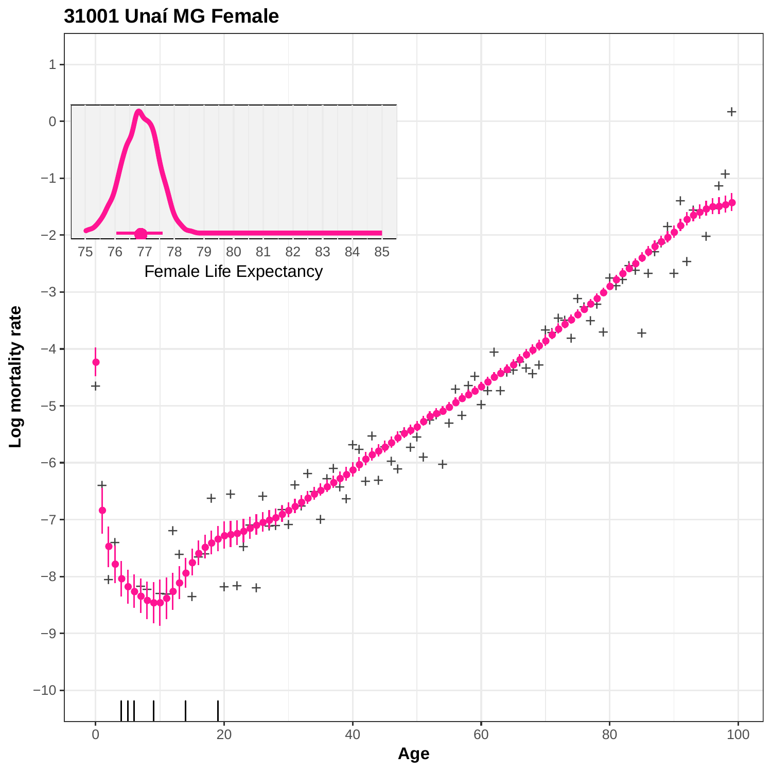# 31001 Unaí MG Female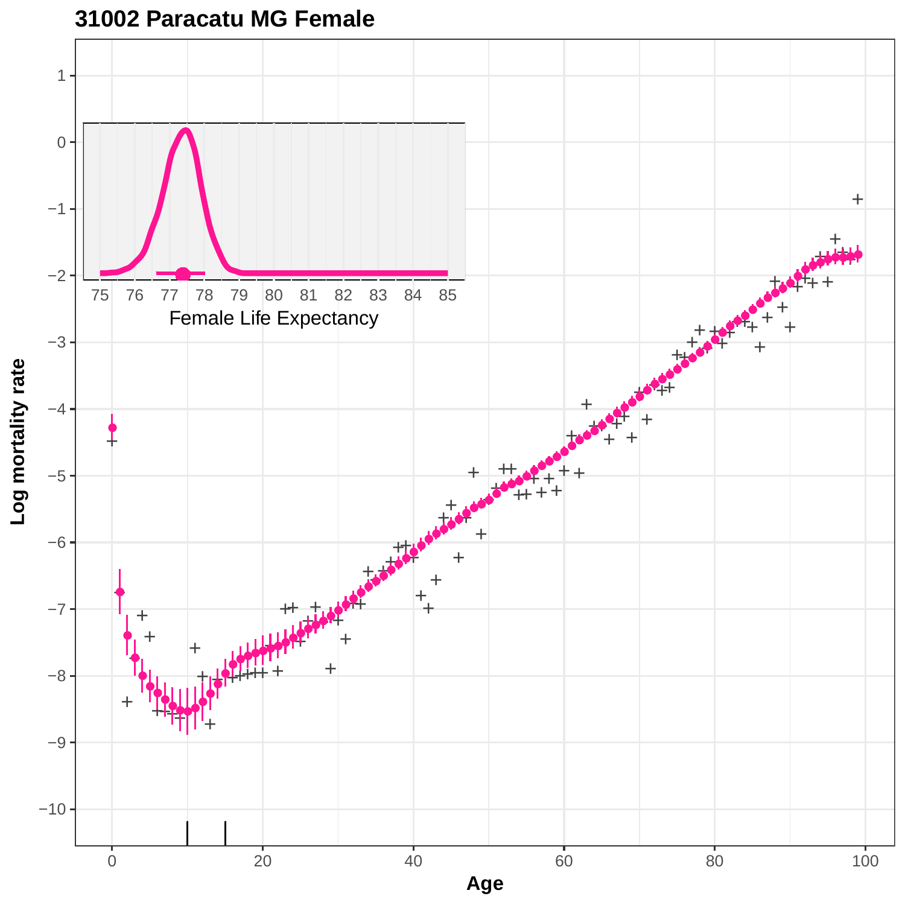# 31002 Paracatu MG Female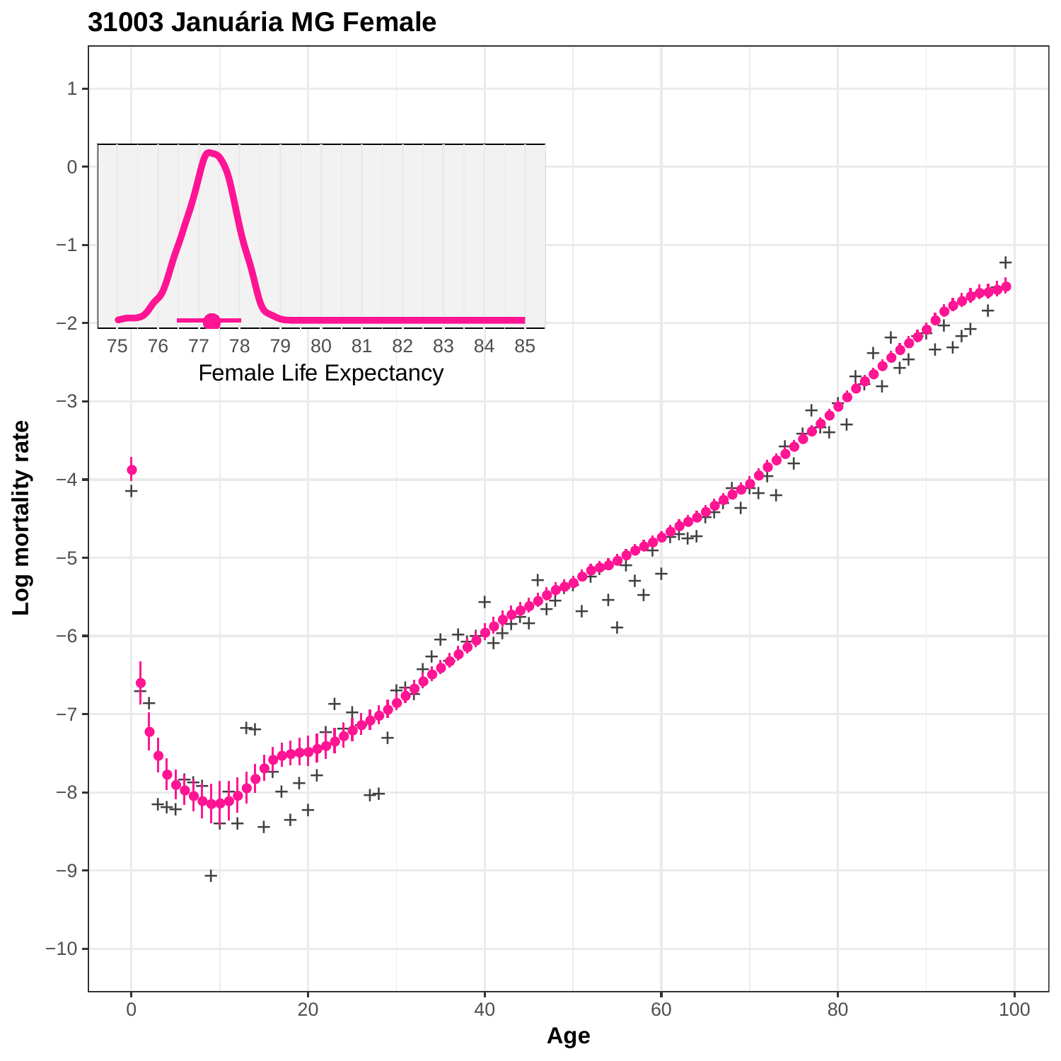# 31003 Januária MG Female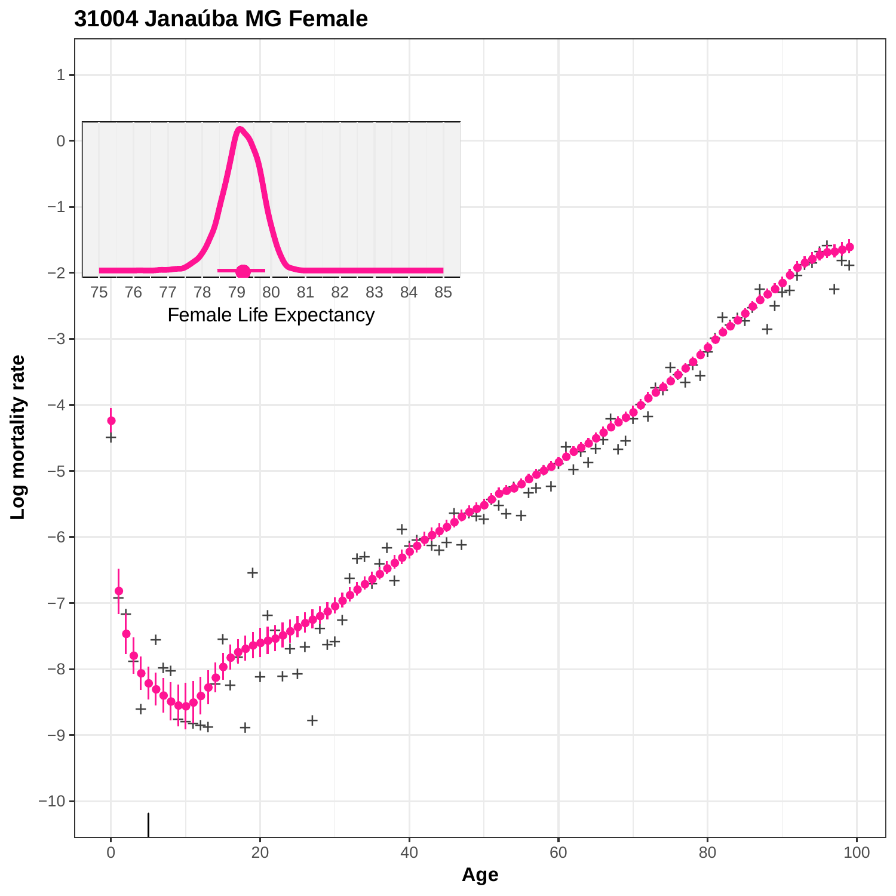# 31004 Janaúba MG Female

Female Life Expectancy

Log mortality rate

Age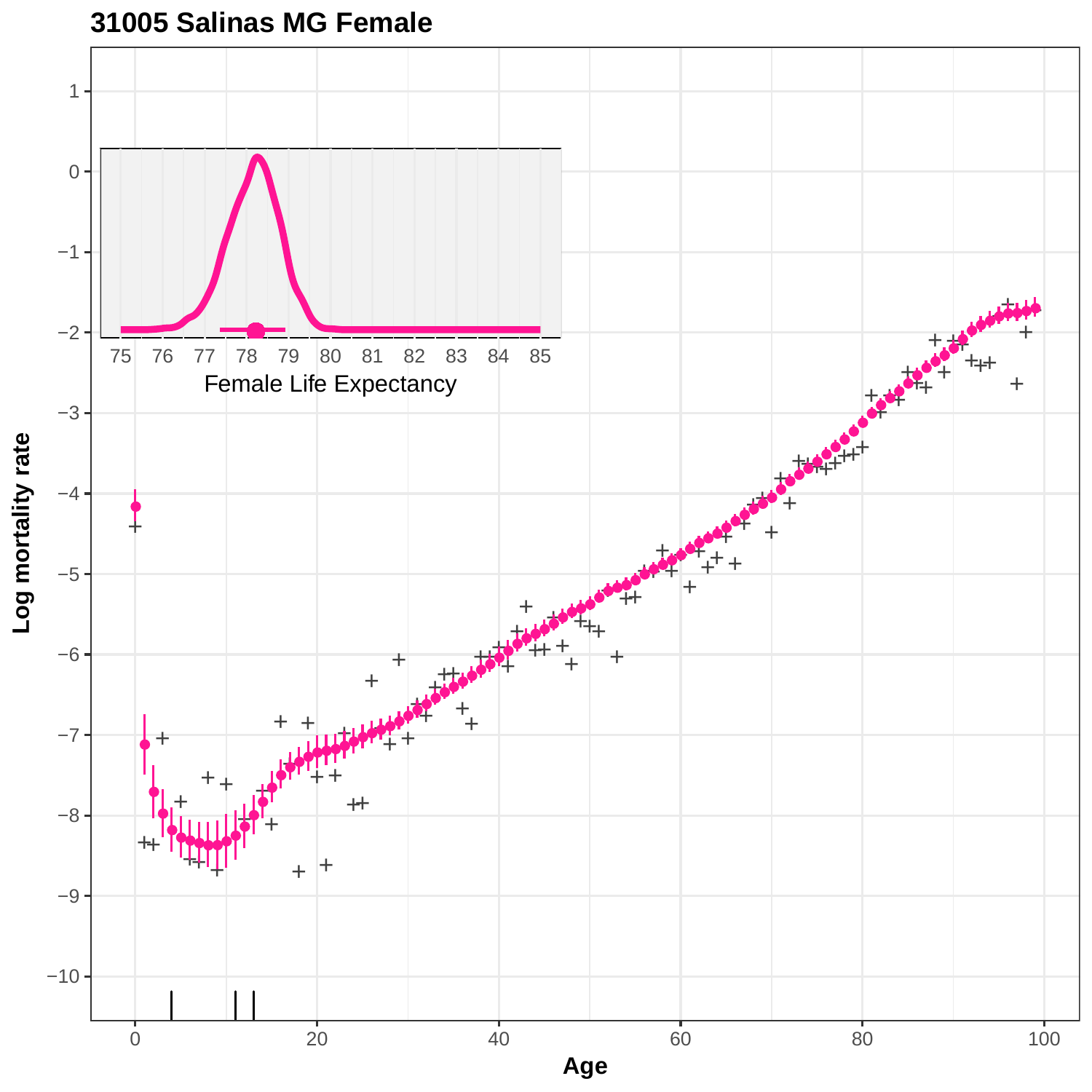# 31005 Salinas MG Female

Female Life Expectancy

Log mortality rate

Age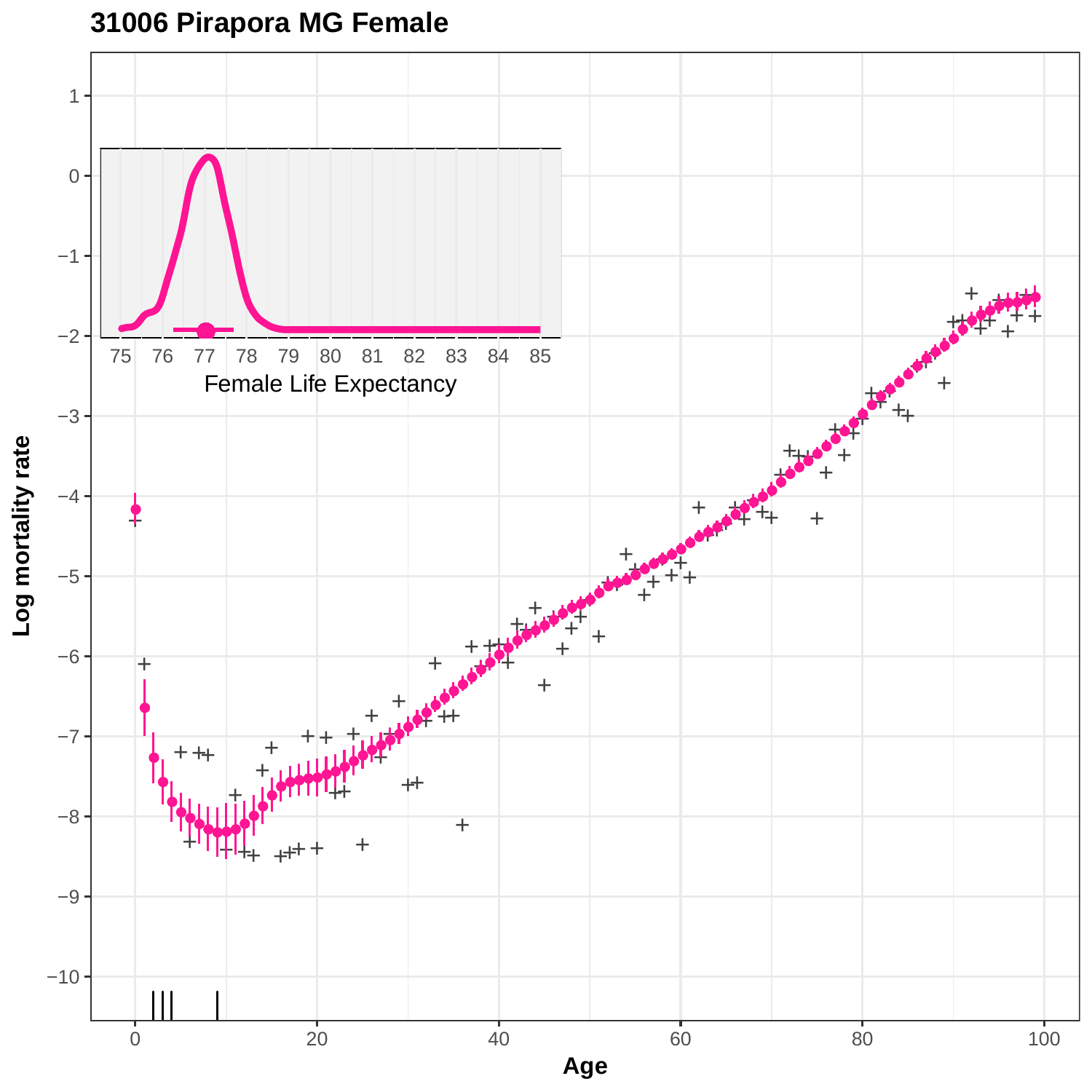# 31006 Pirapora MG Female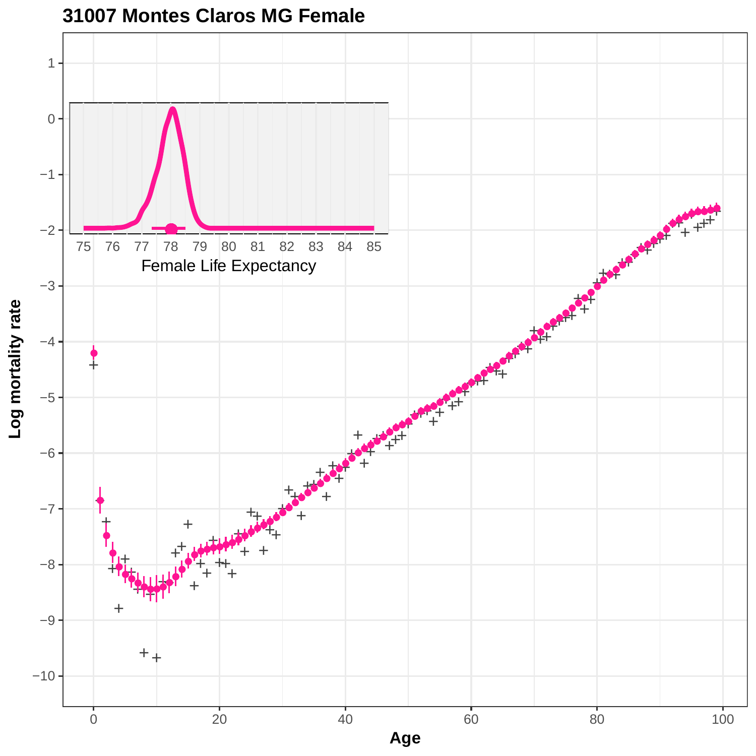# 31007 Montes Claros MG Female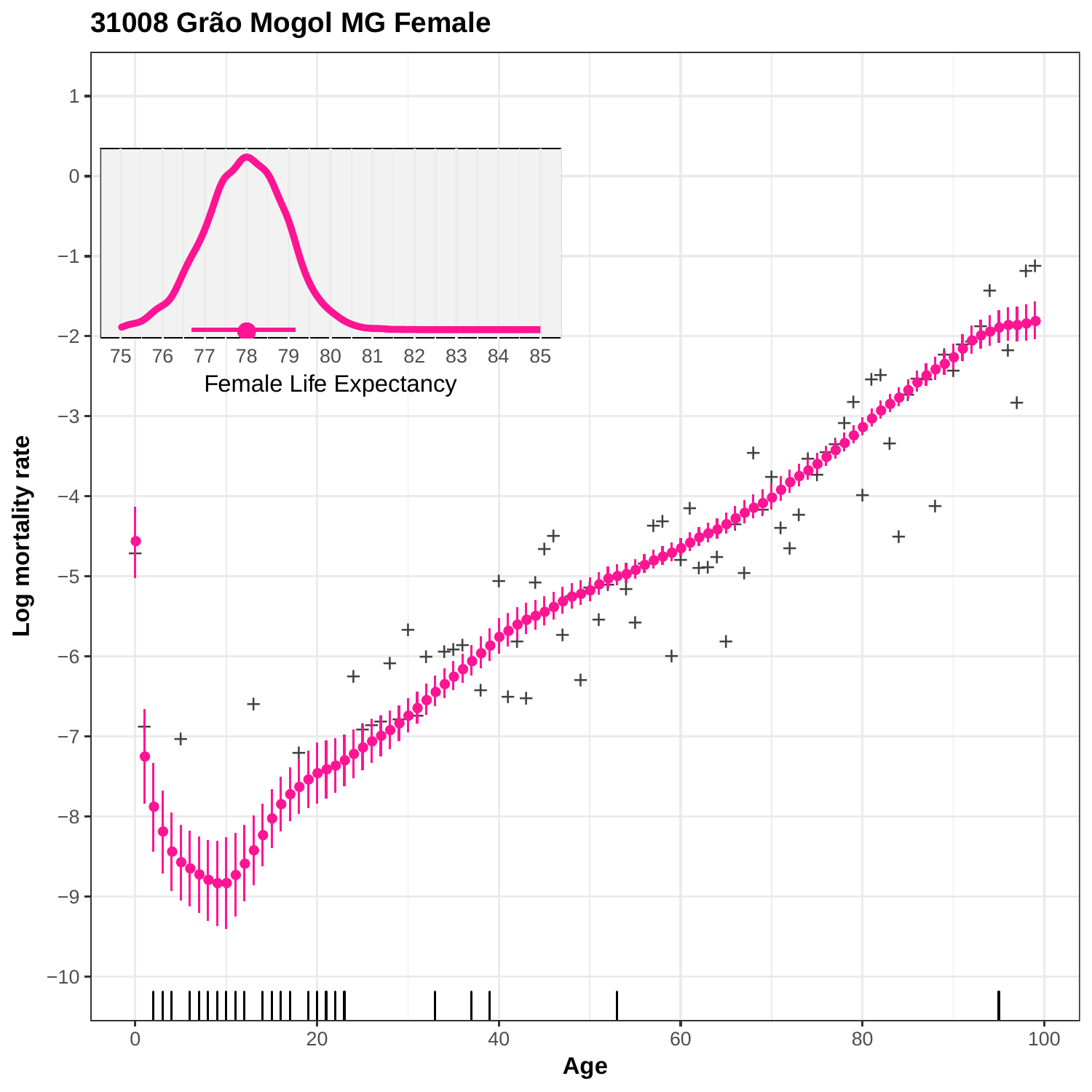# 31008 Grão Mogol MG Female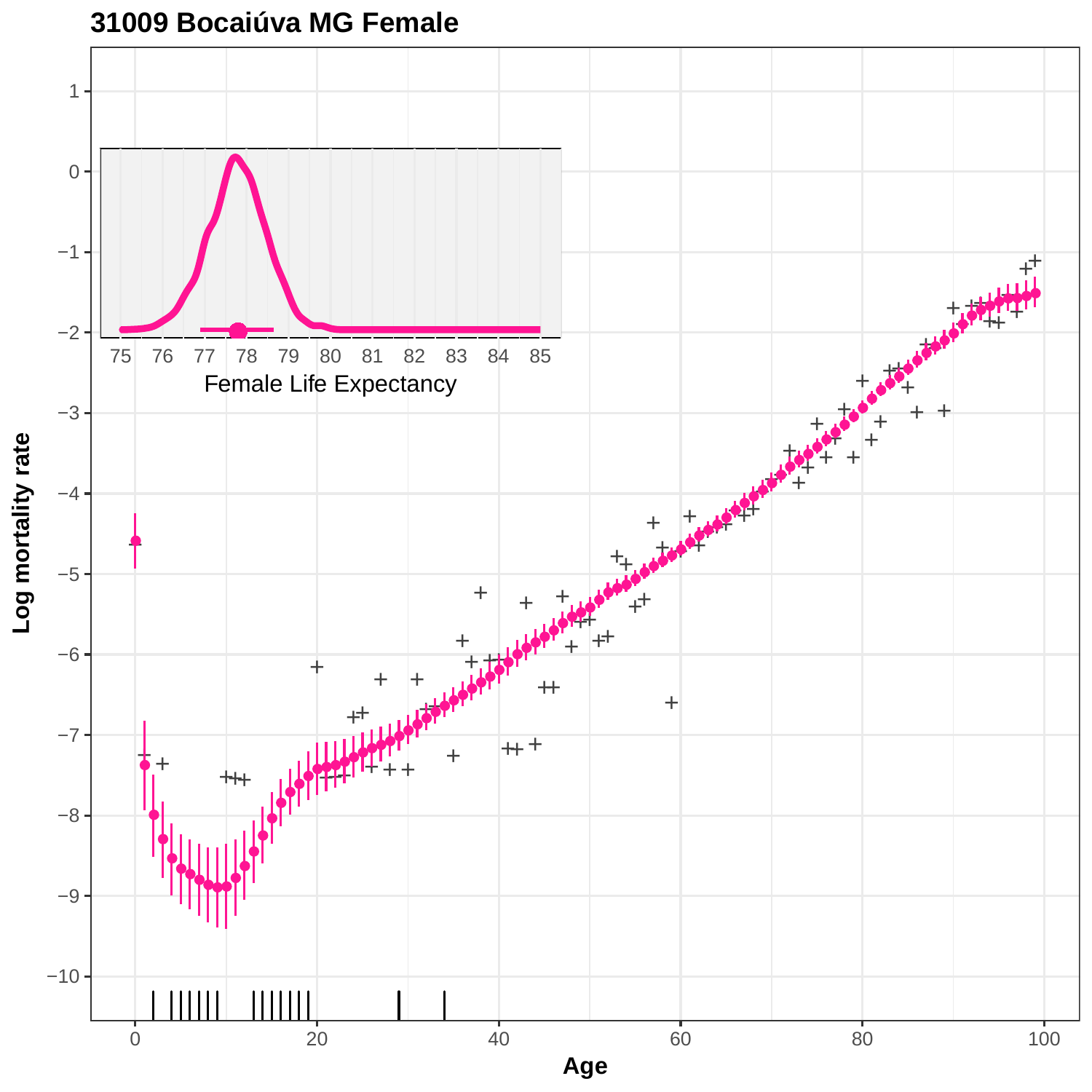## 31009 Bocaiúva MG Female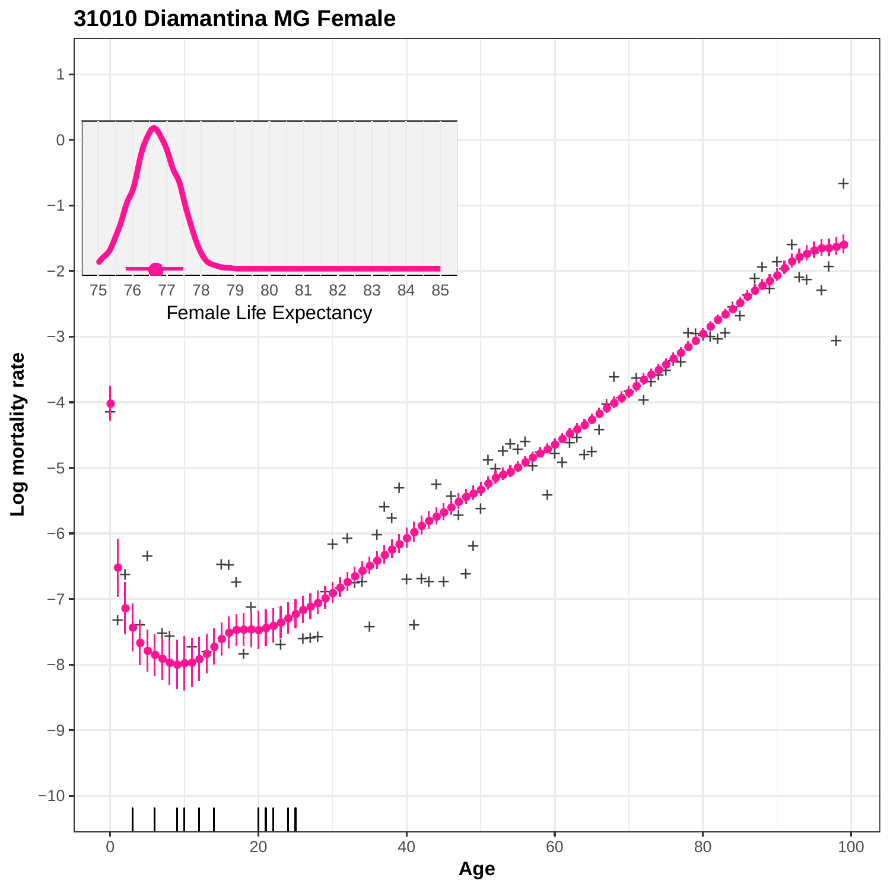# 31010 Diamantina MG Female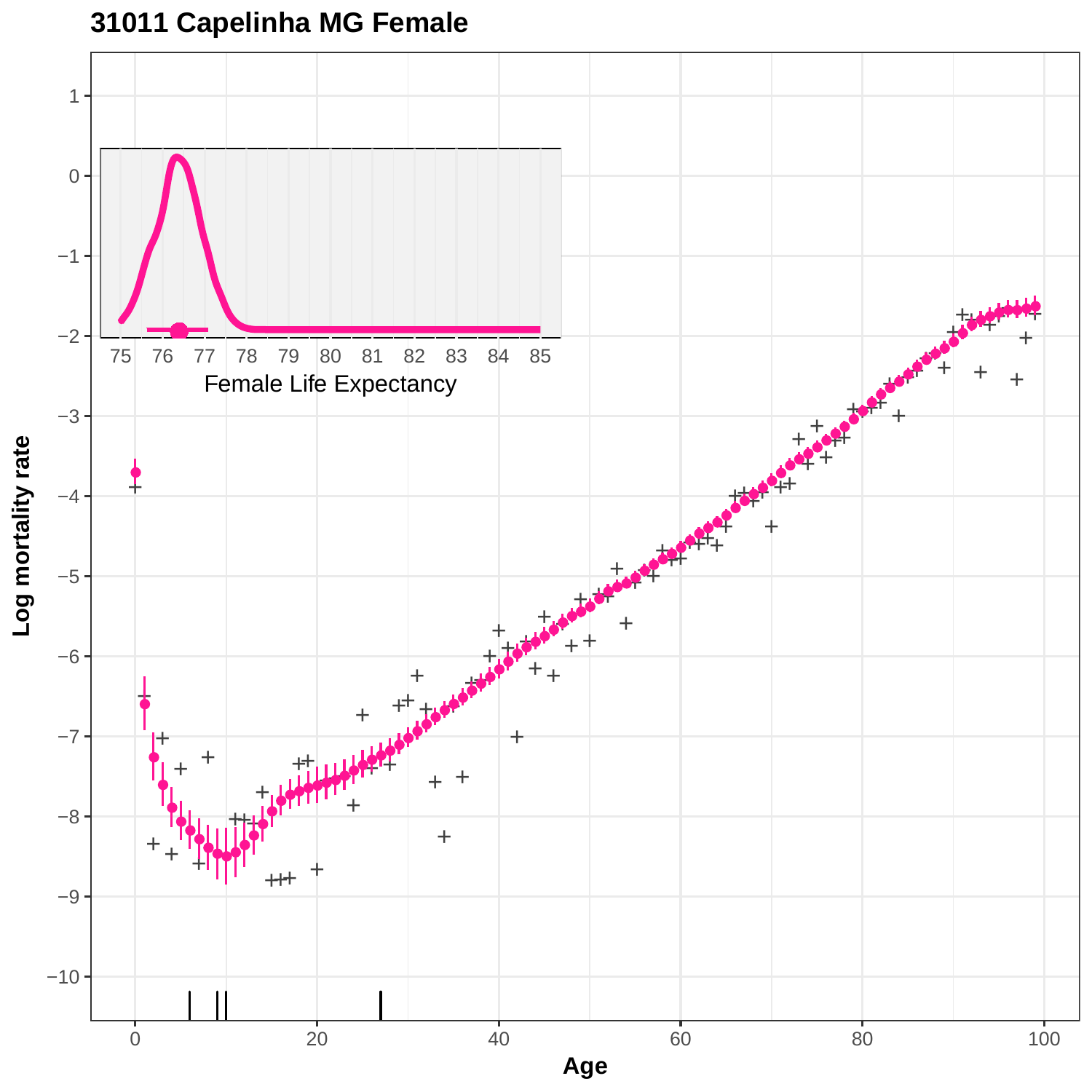# 31011 Capelinha MG Female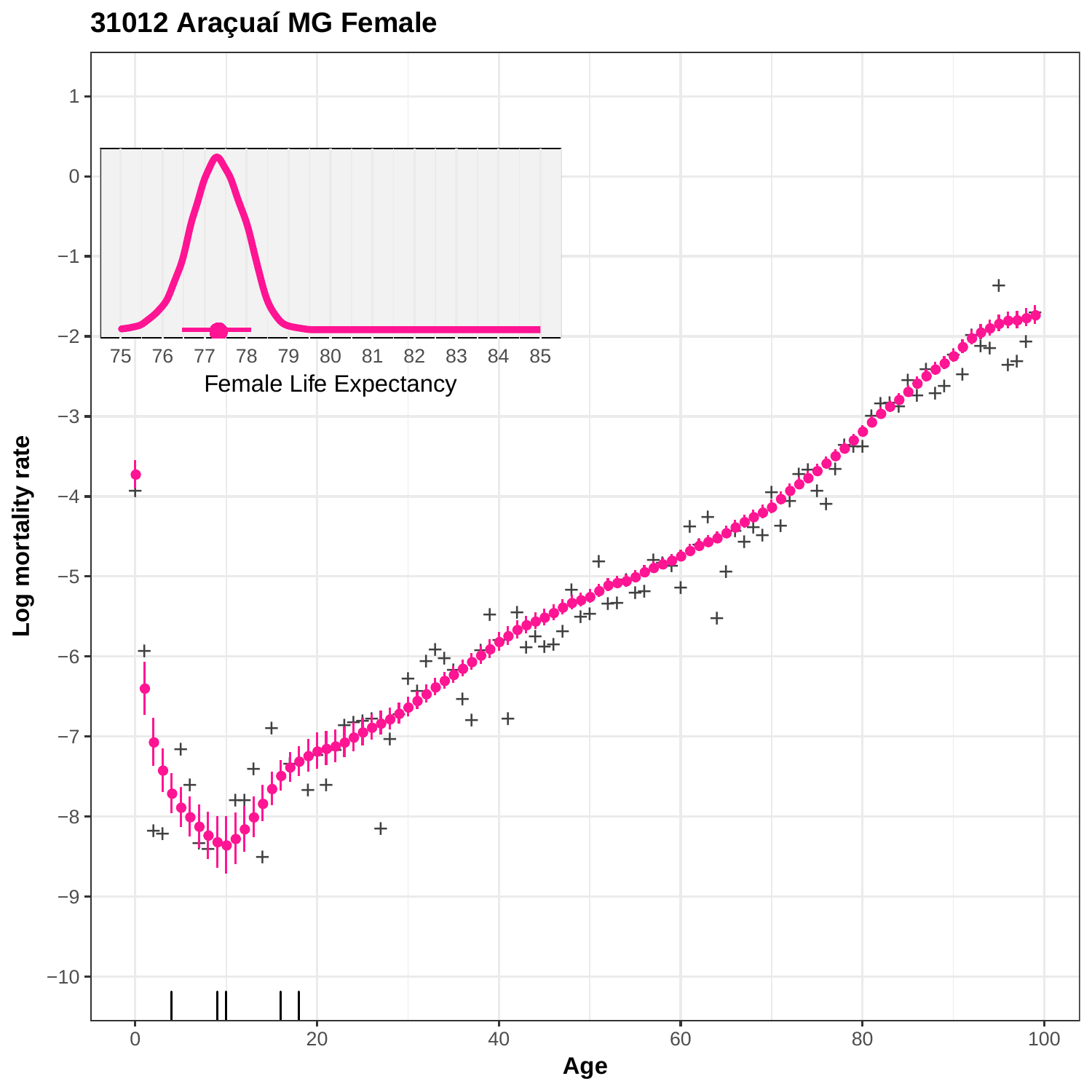# 31012 Araçuaí MG Female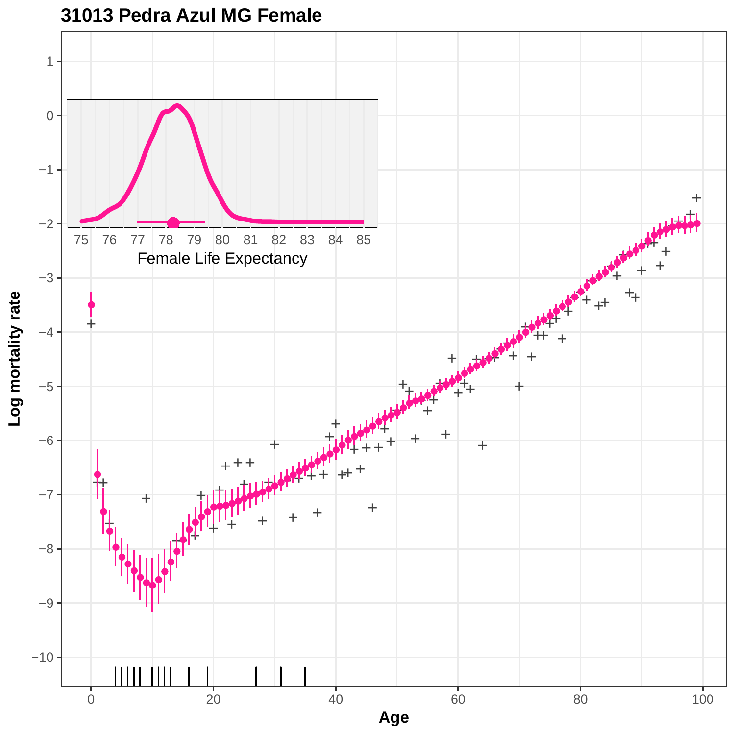# 31013 Pedra Azul MG Female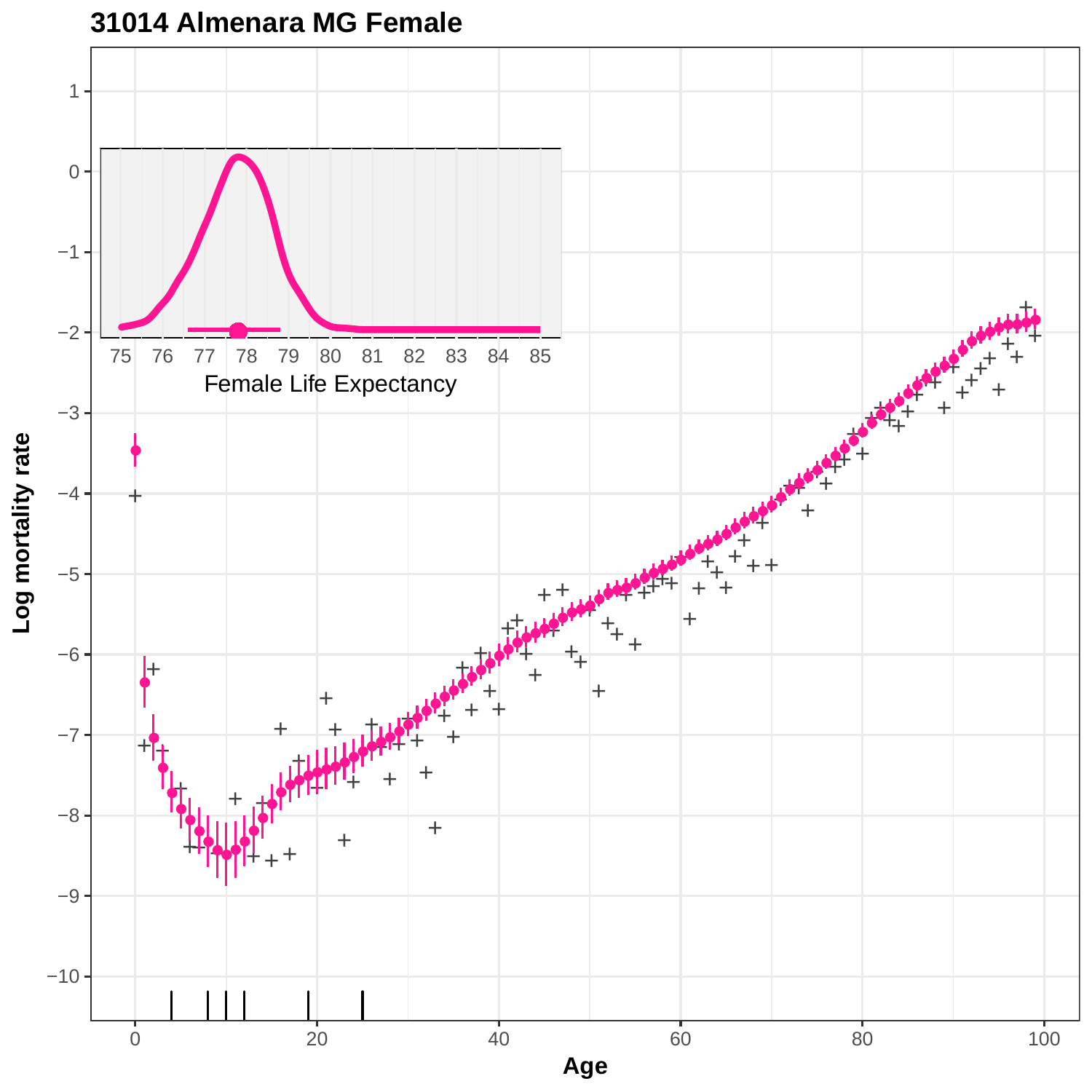**31014 Almenara MG Female**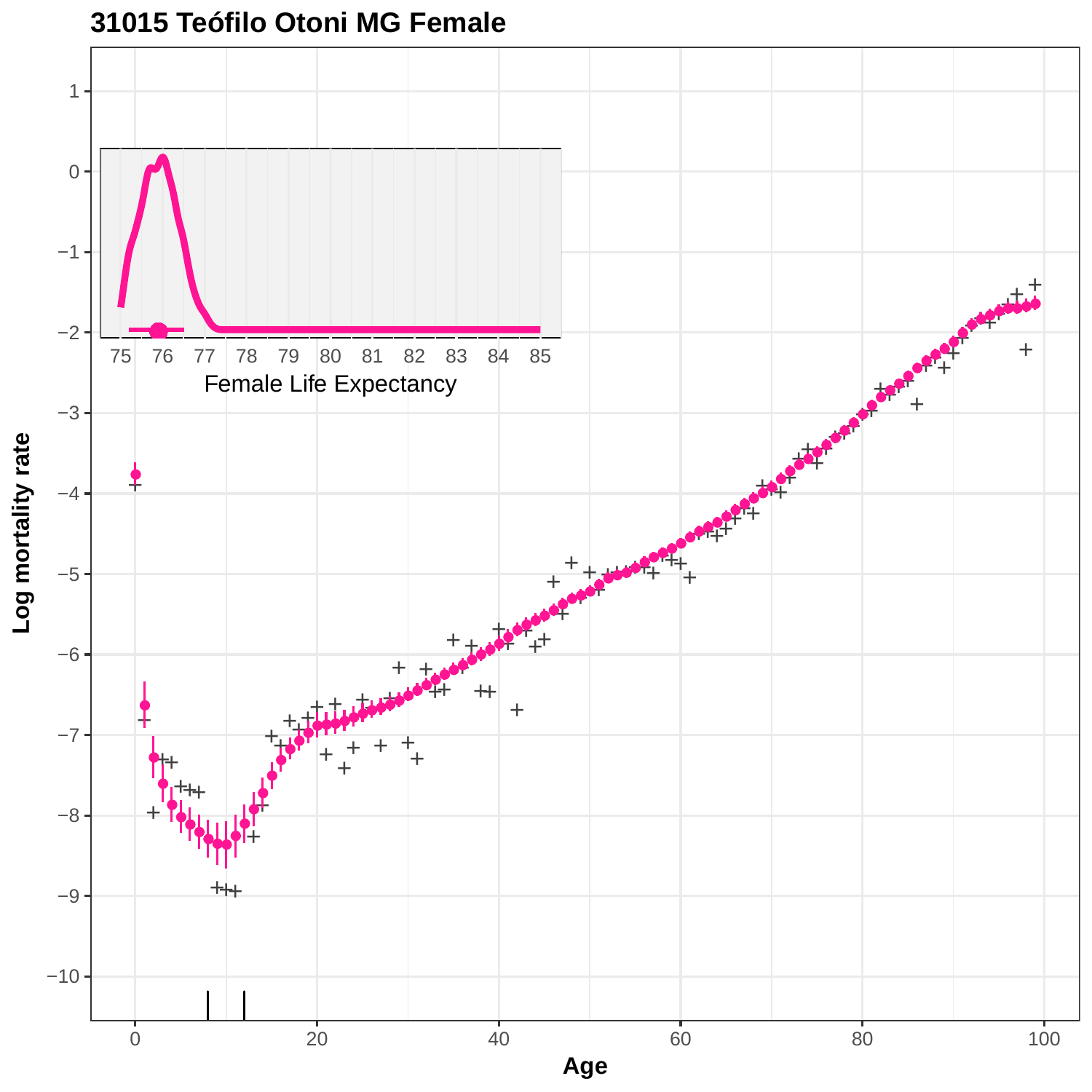# 31015 Teófilo Otoni MG Female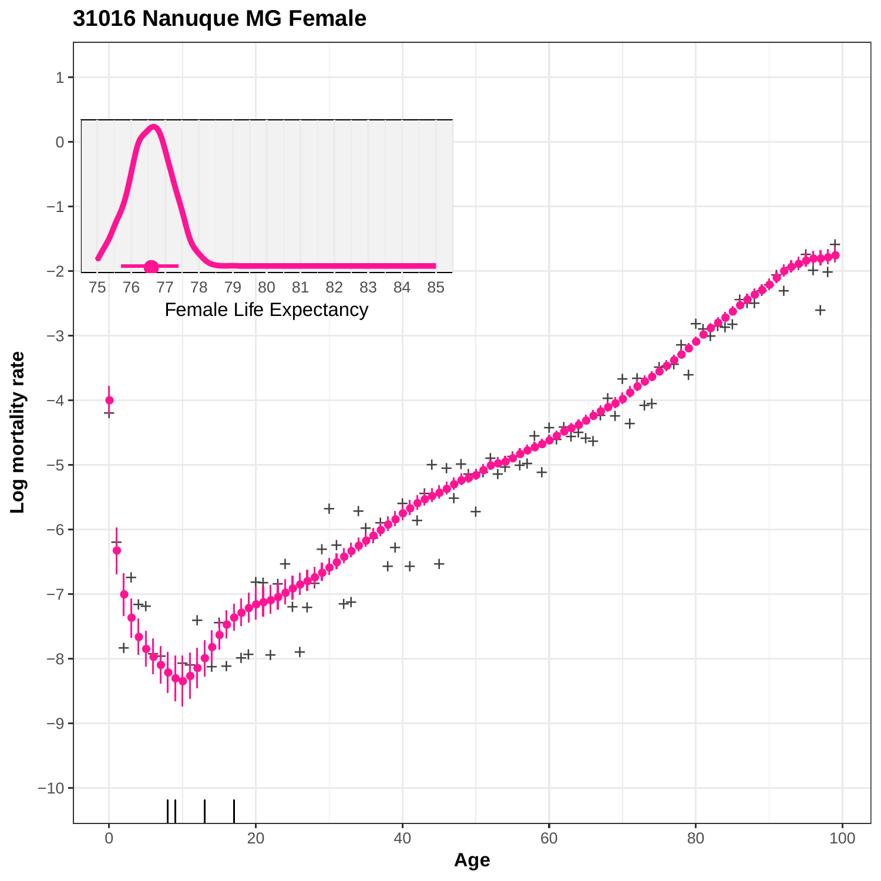# 31016 Nanuque MG Female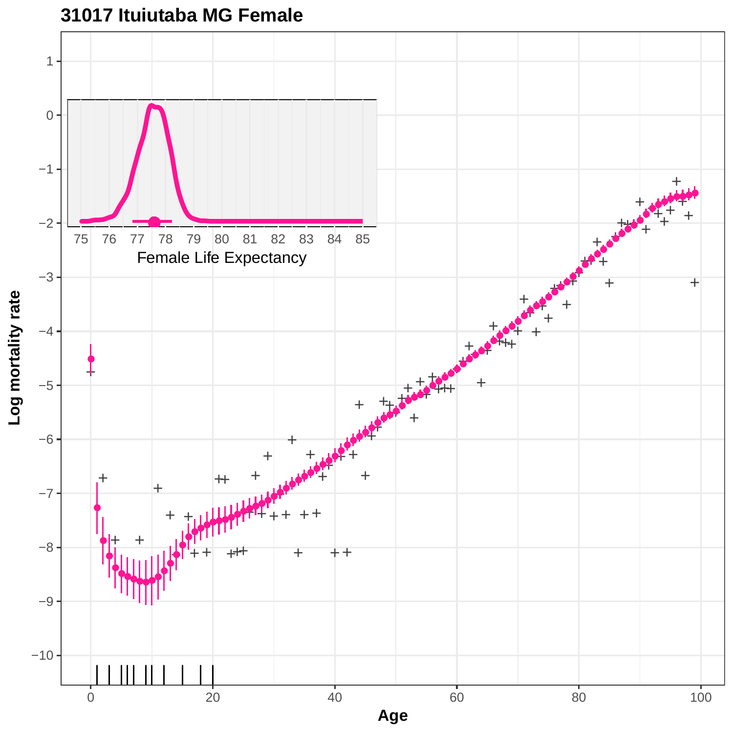# 31017 Ituiutaba MG Female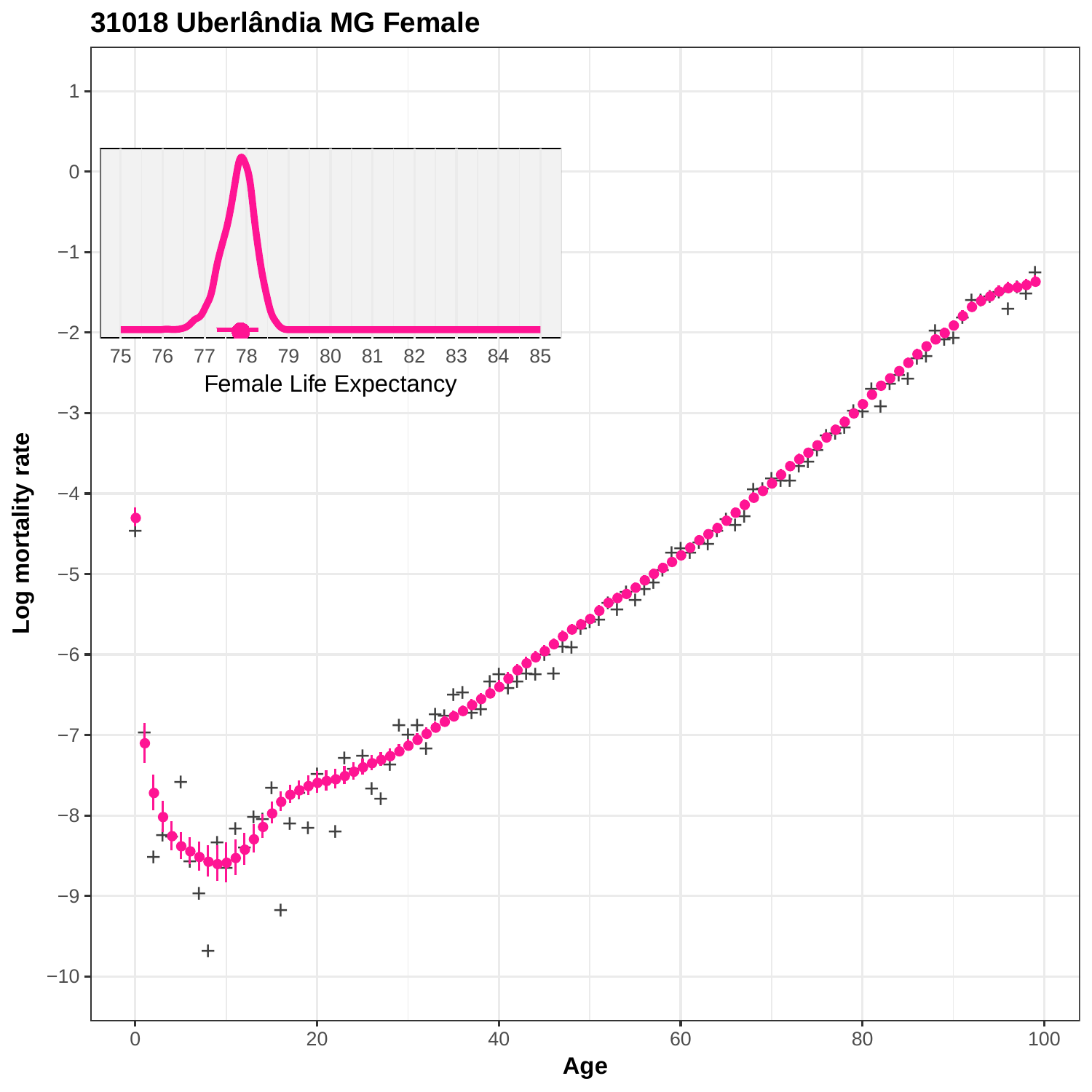**31018 Uberlândia MG Female**

Female Life Expectancy

Log mortality rate

Age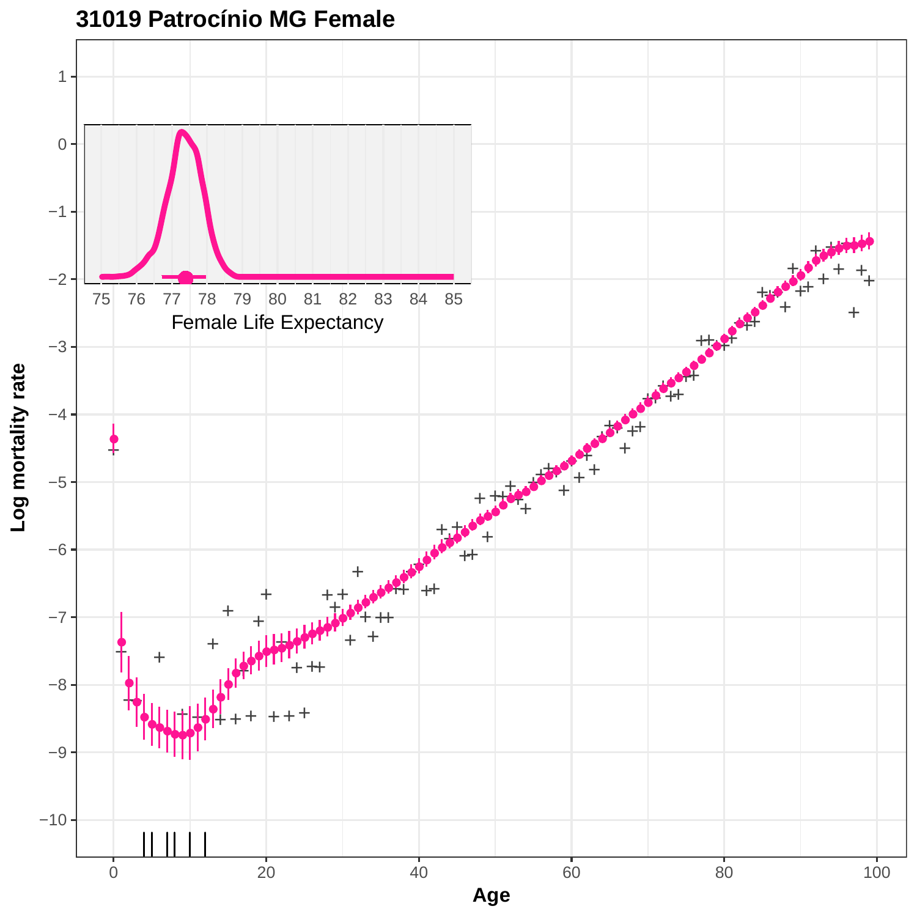# 31019 Patrocínio MG Female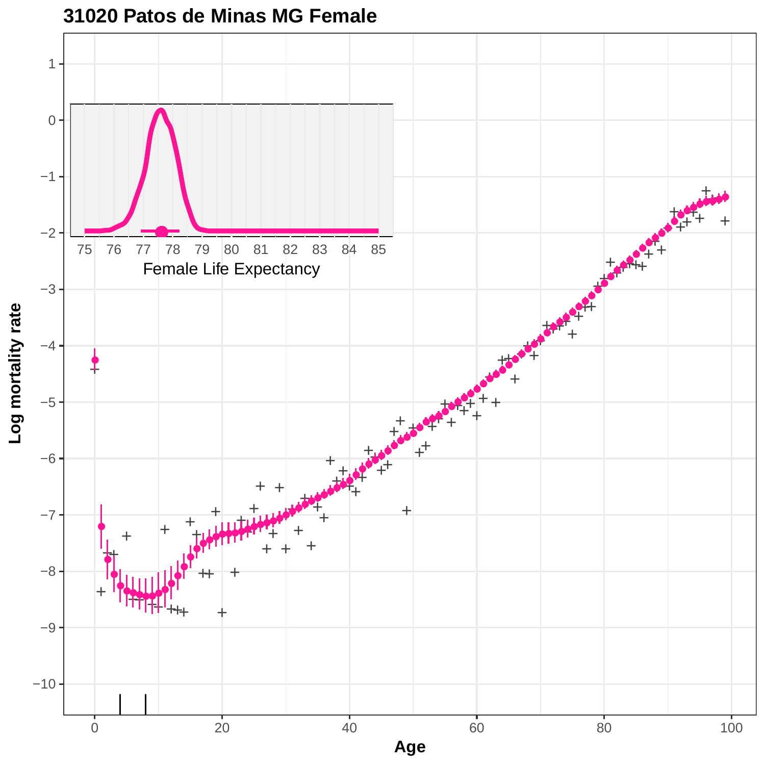**31020 Patos de Minas MG Female**

Female Life Expectancy

Log mortality rate

Age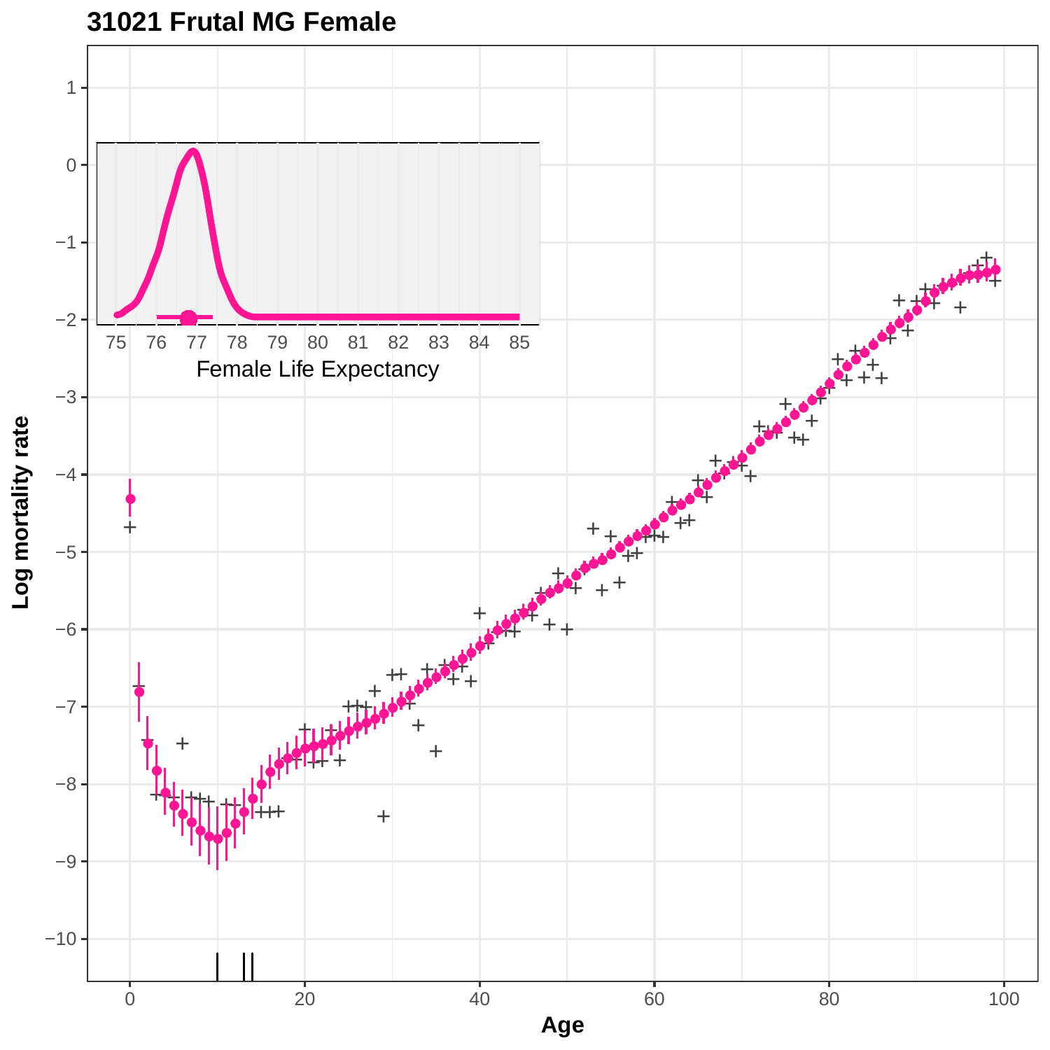# 31021 Frutal MG Female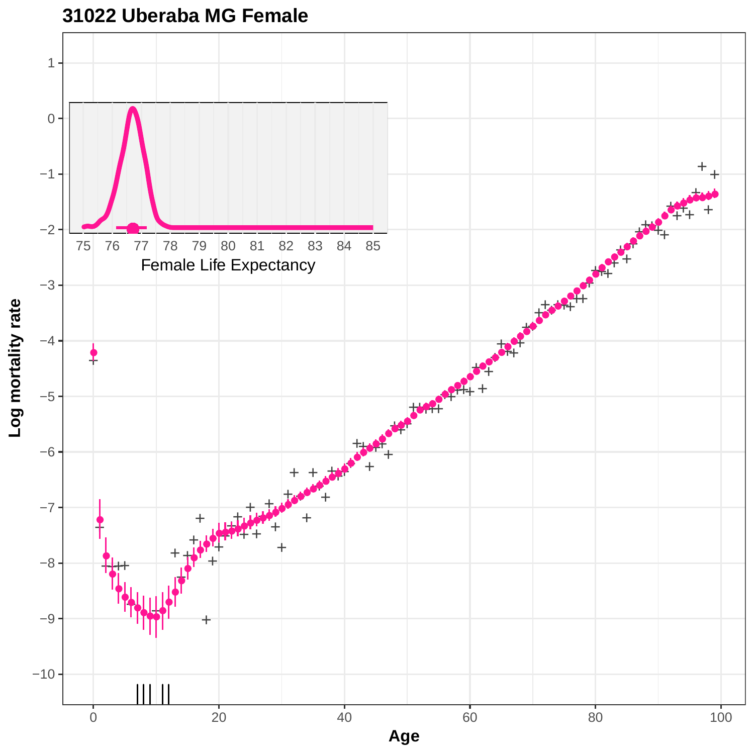# 31022 Uberaba MG Female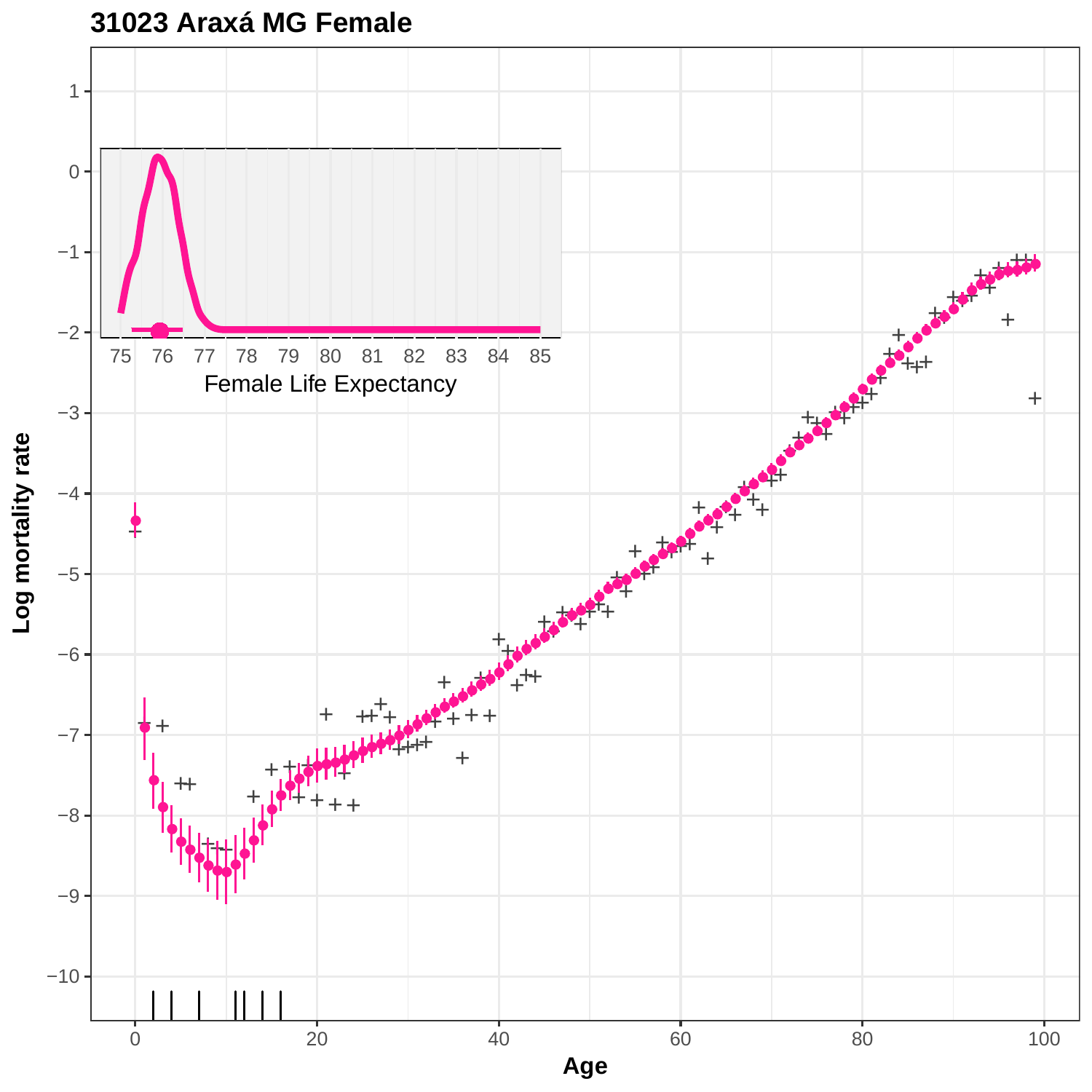**31023 Araxá MG Female**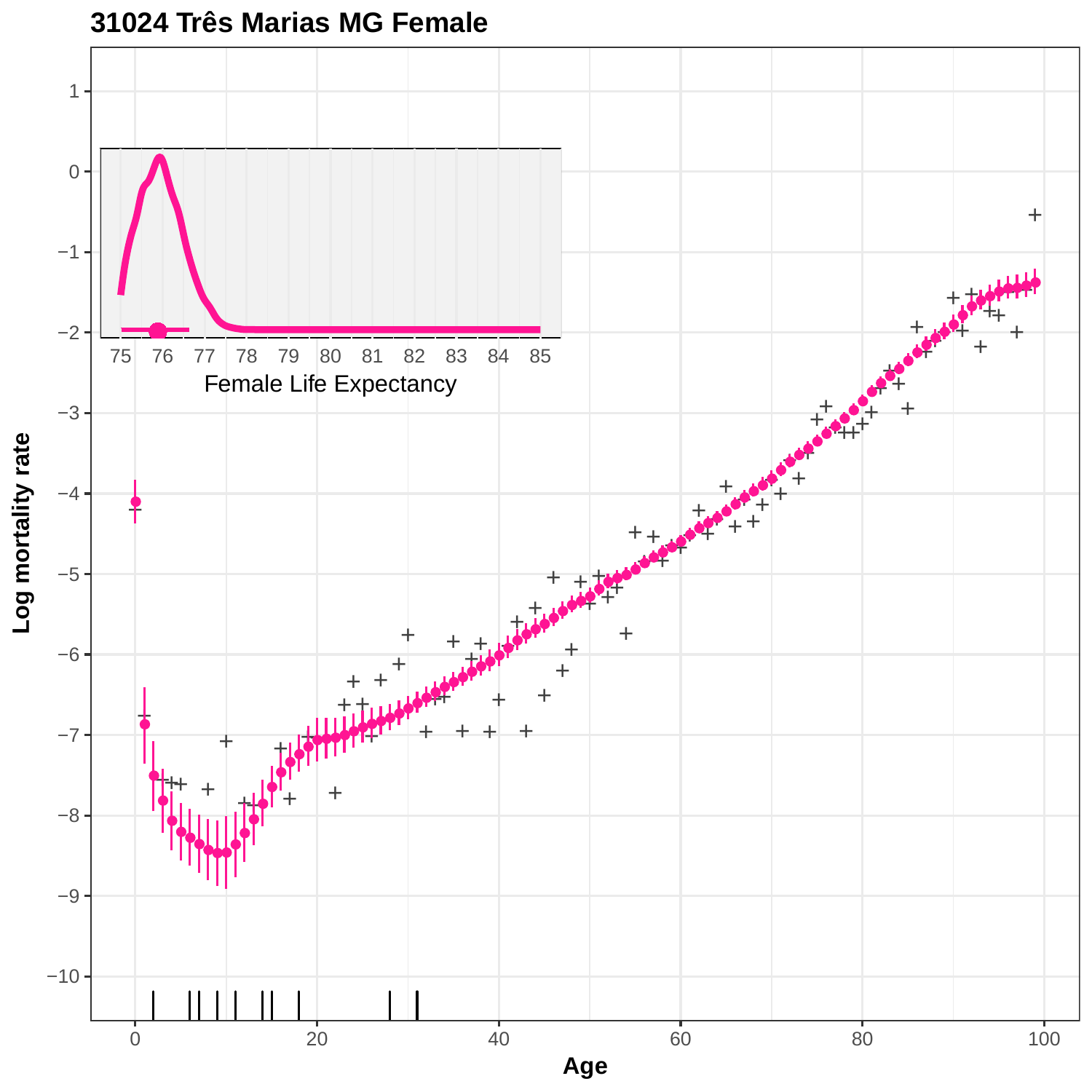# 31024 Três Marias MG Female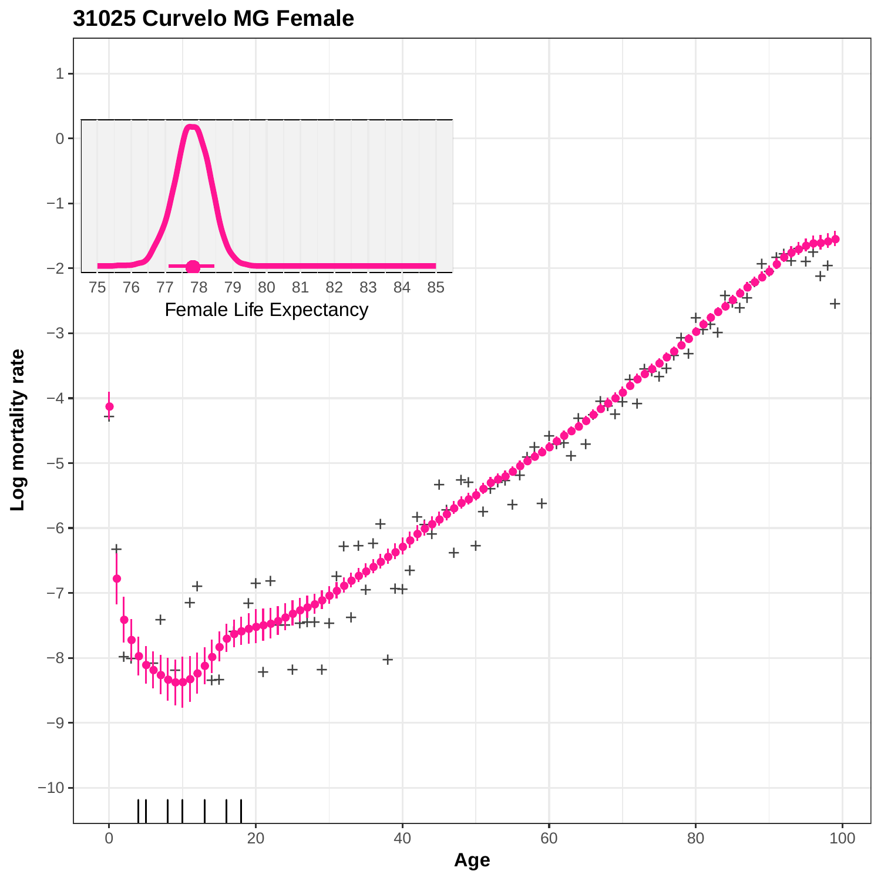# 31025 Curvelo MG Female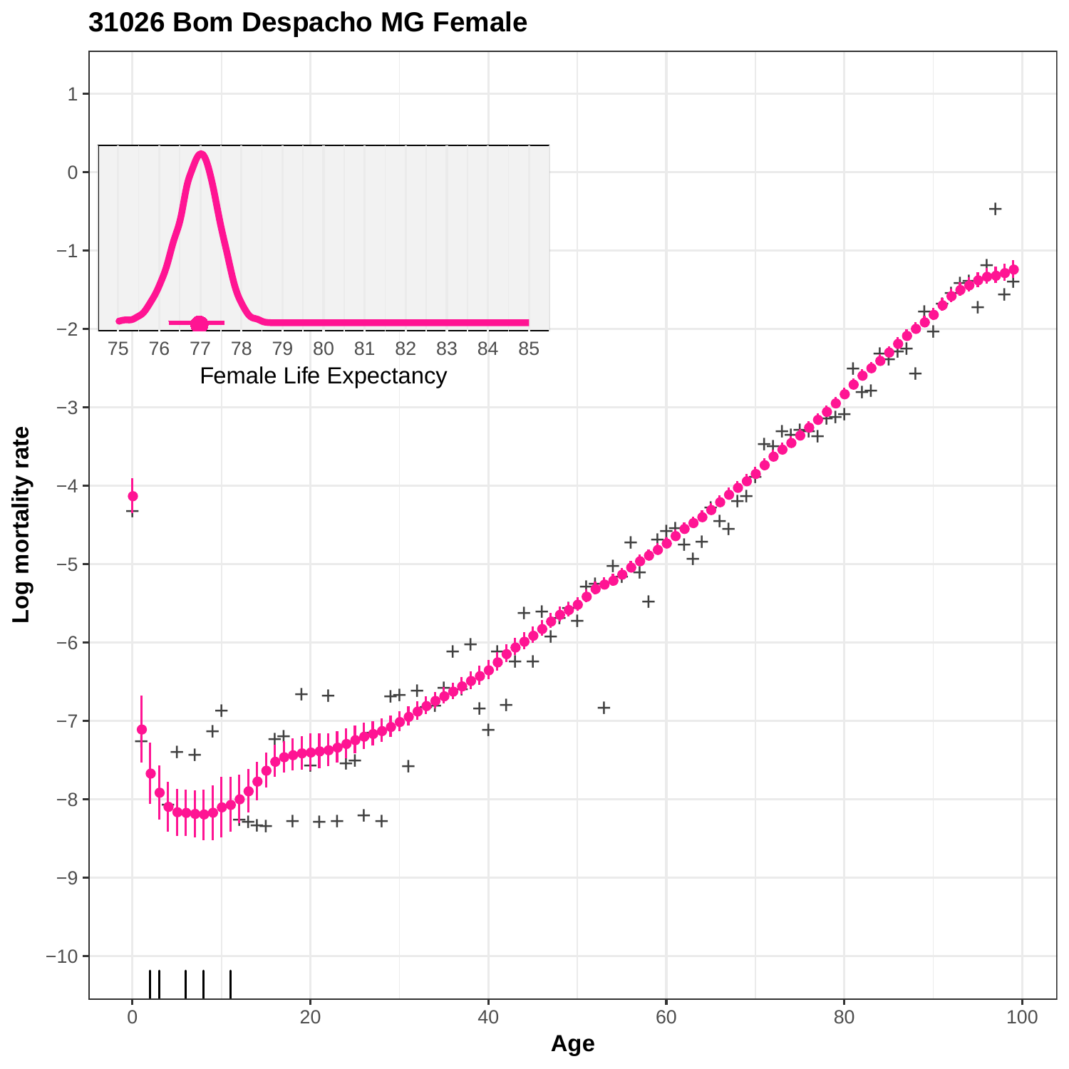# 31026 Bom Despacho MG Female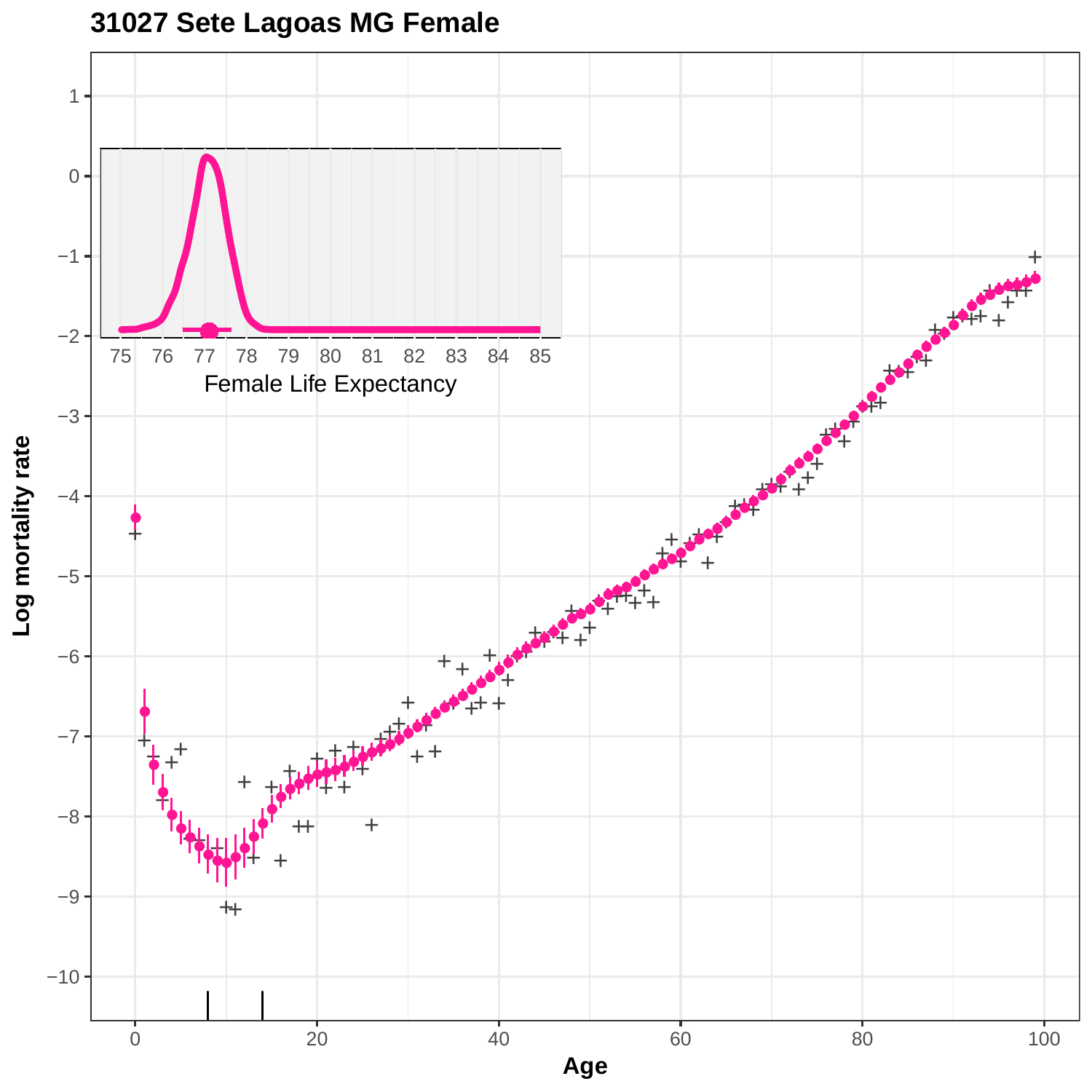# 31027 Sete Lagoas MG Female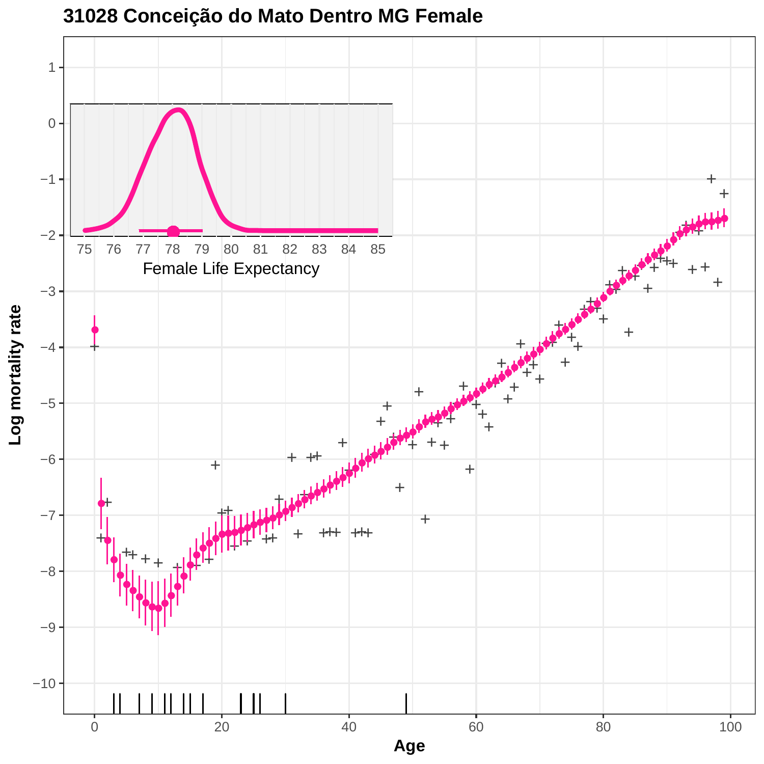# 31028 Conceição do Mato Dentro MG Female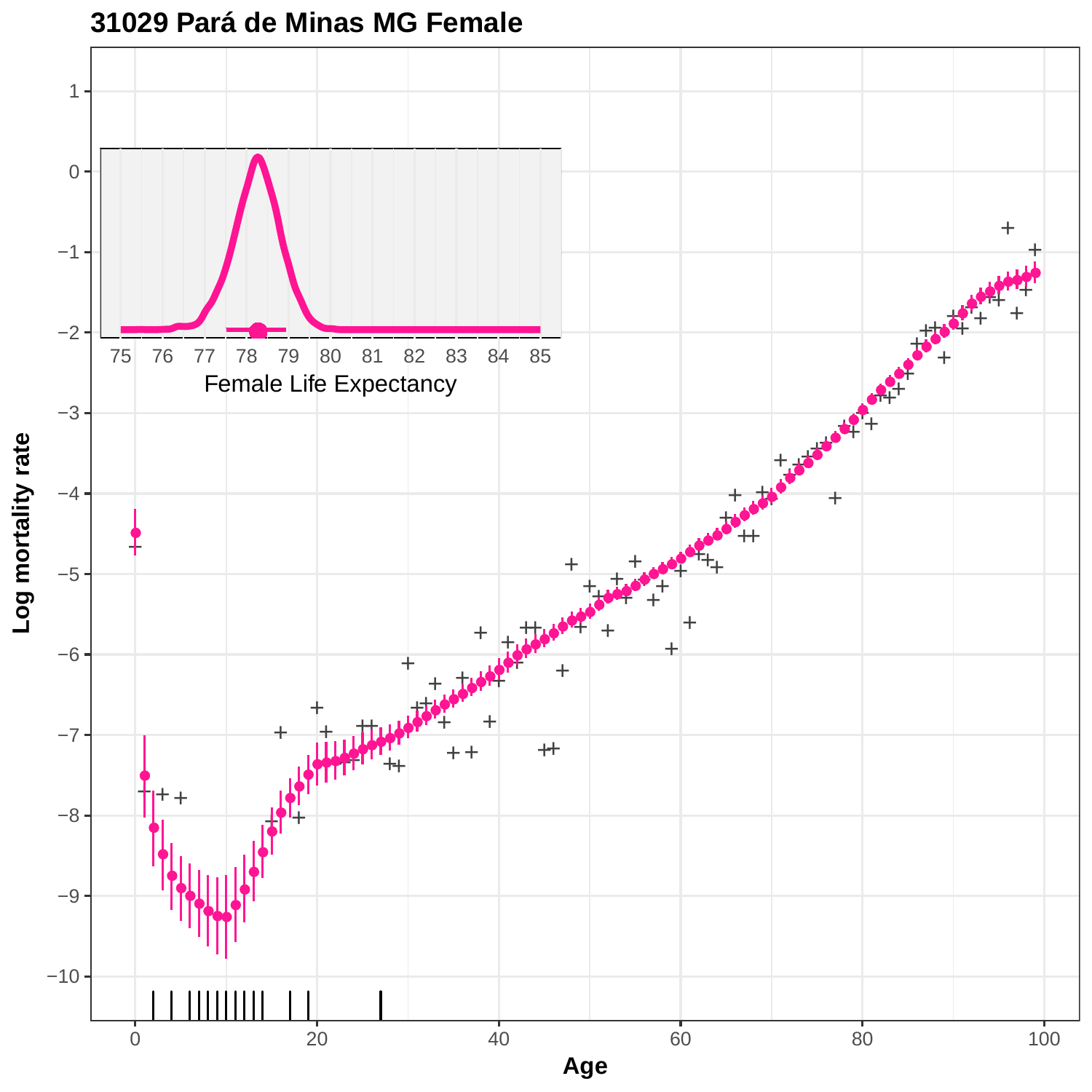# 31029 Pará de Minas MG Female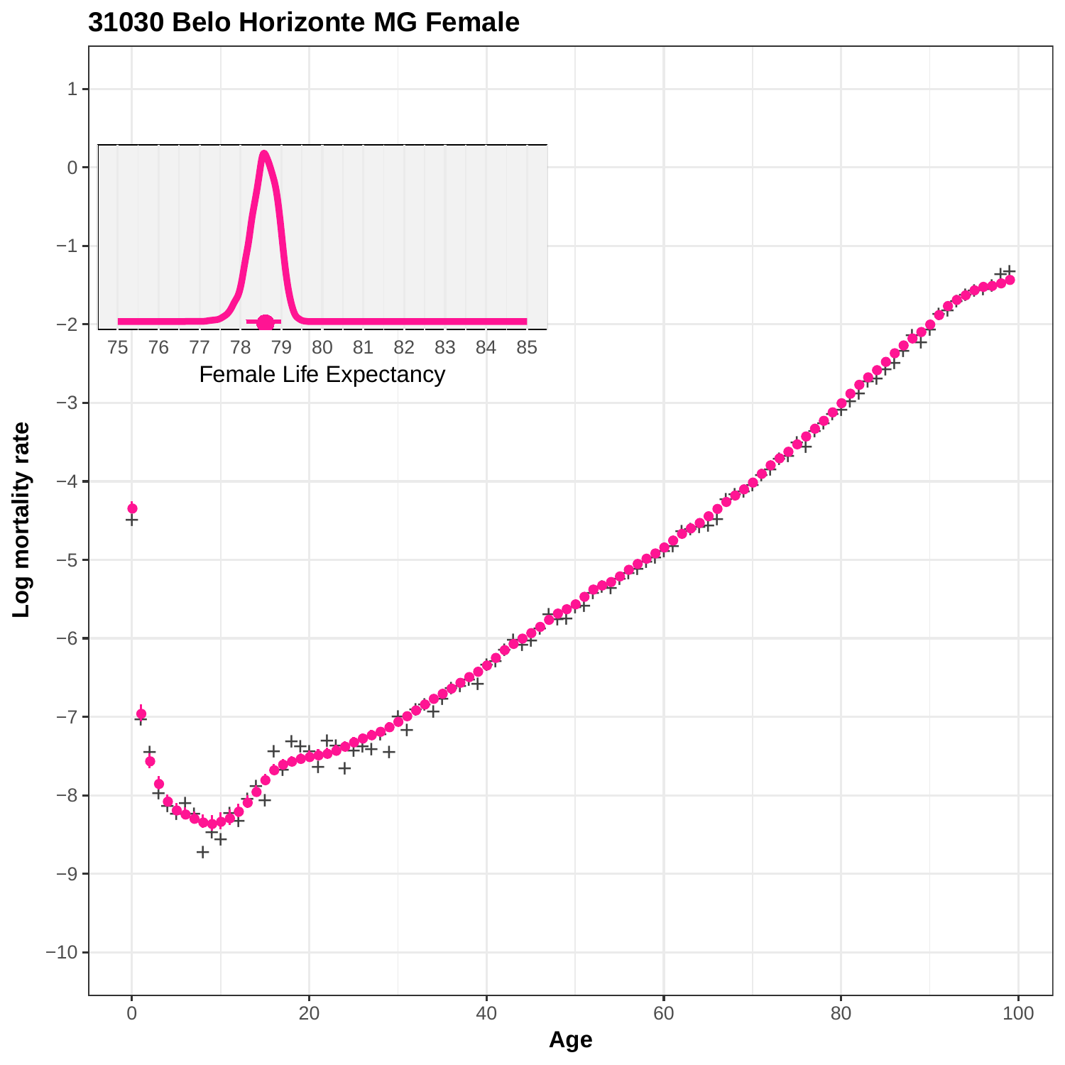# 31030 Belo Horizonte MG Female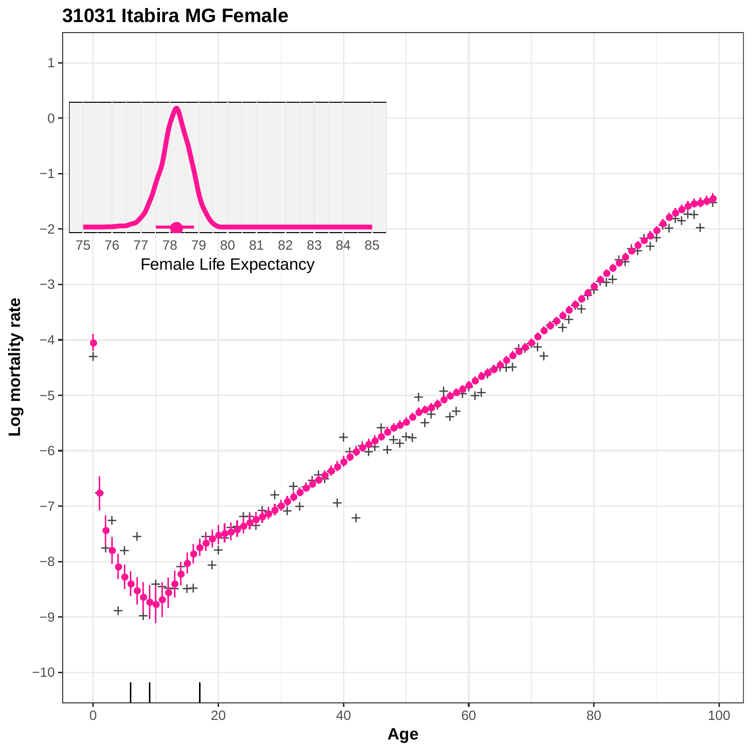# 31031 Itabira MG Female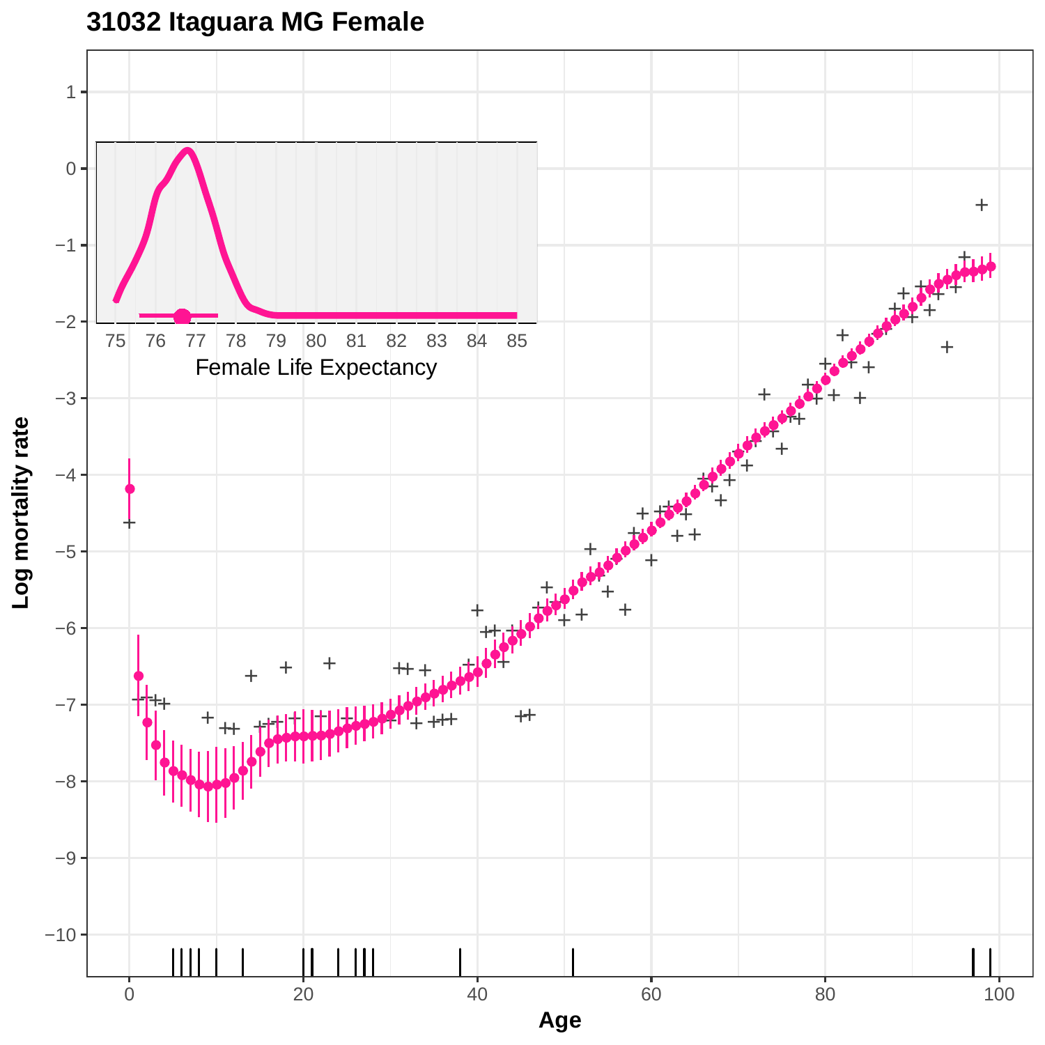**31032 Itaguara MG Female**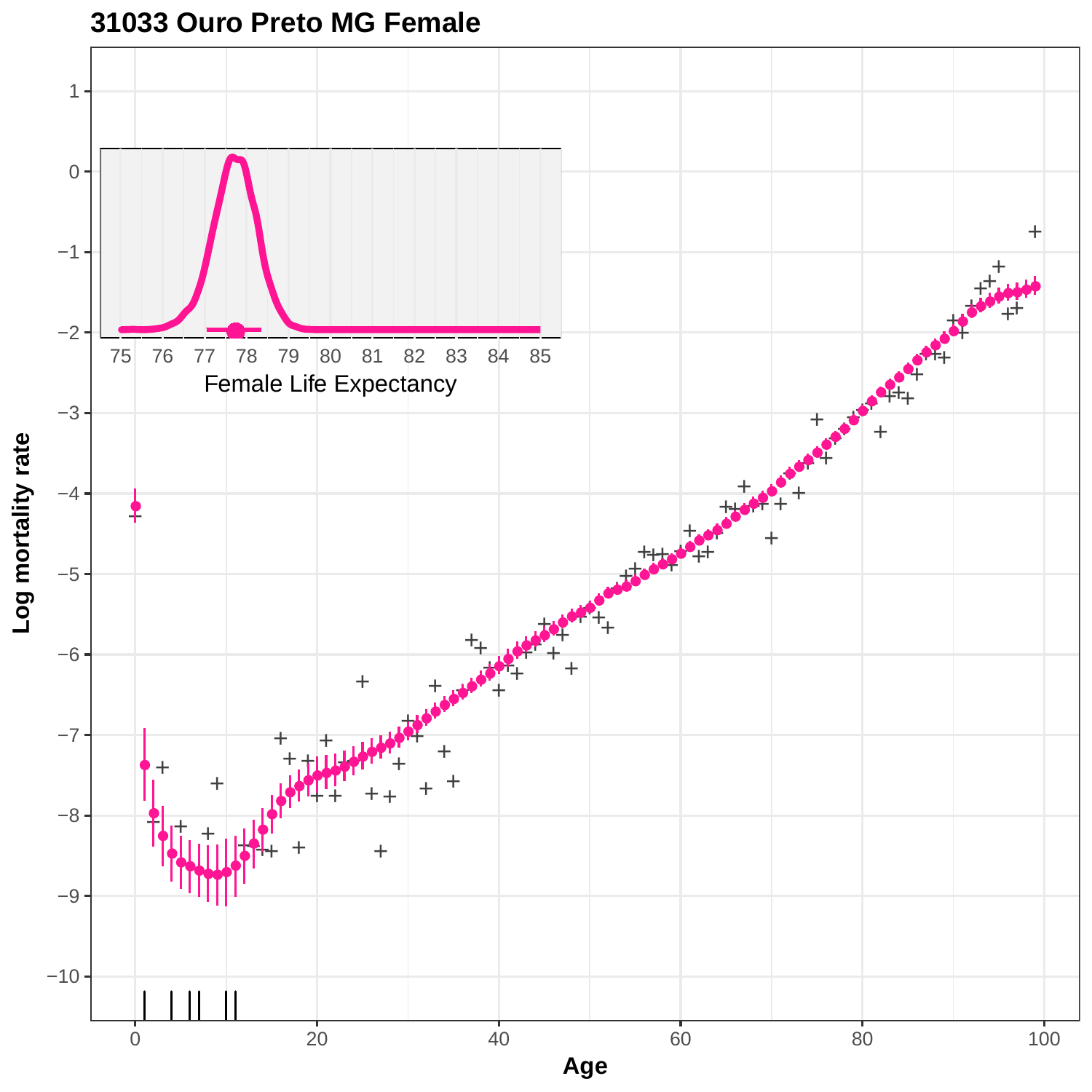# 31033 Ouro Preto MG Female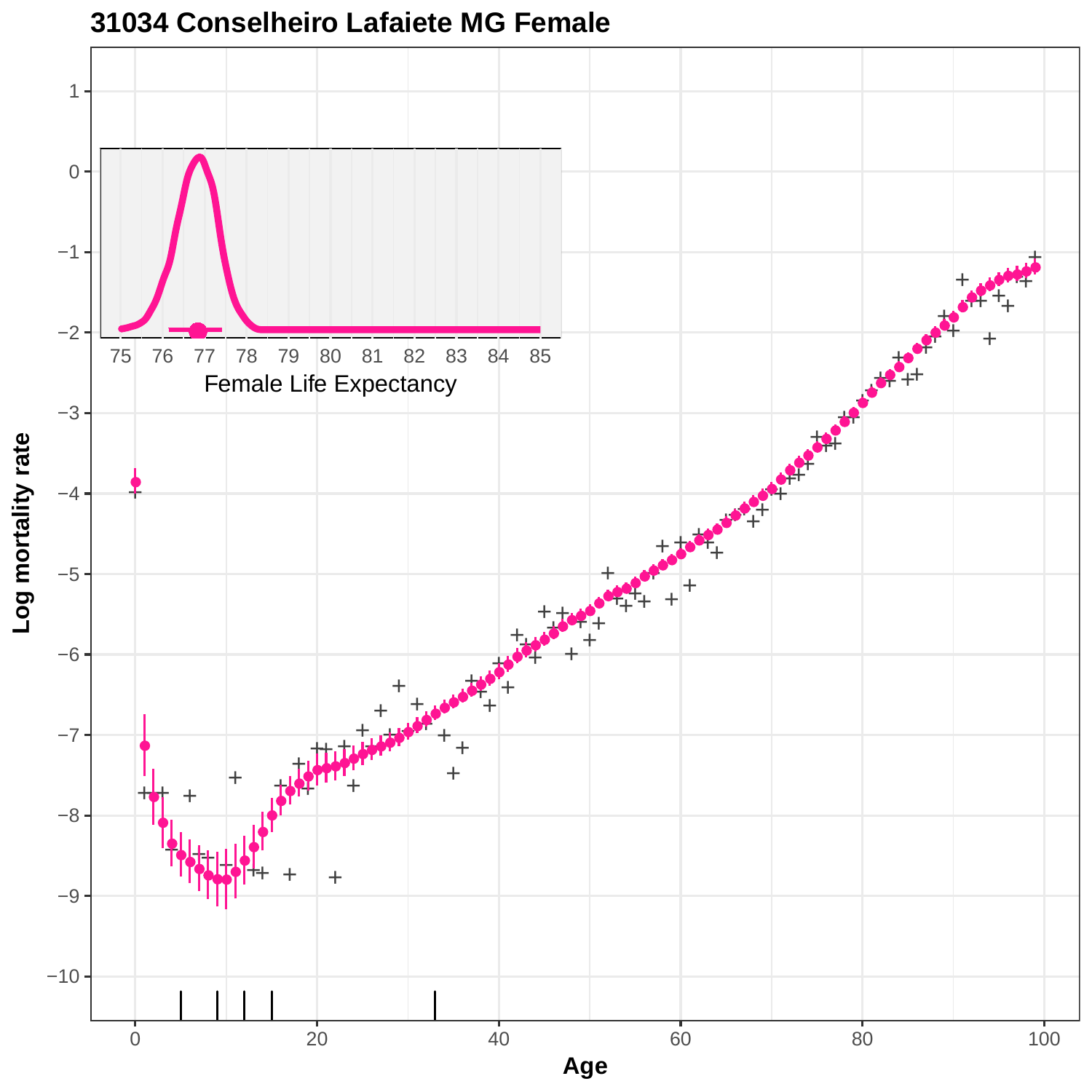# 31034 Conselheiro Lafaiete MG Female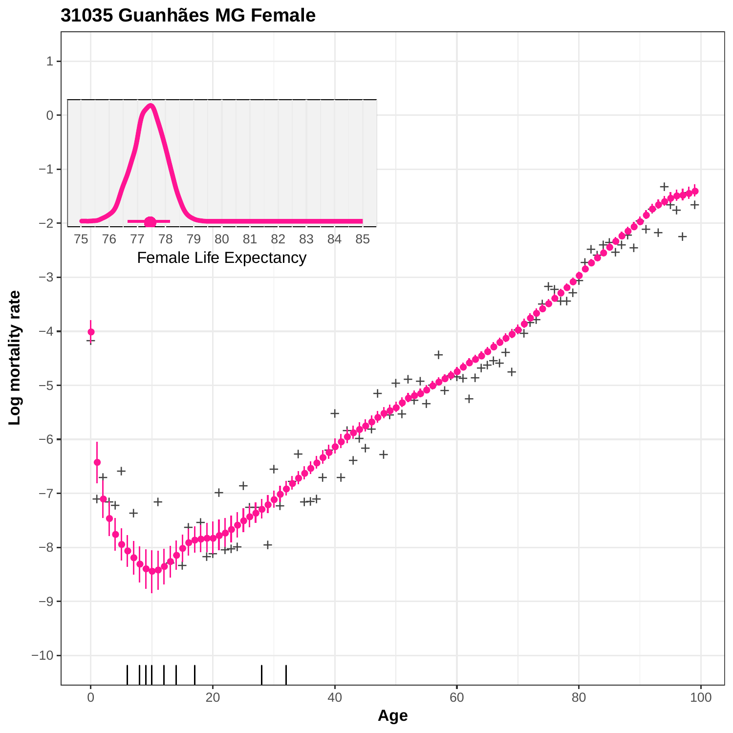# 31035 Guanhães MG Female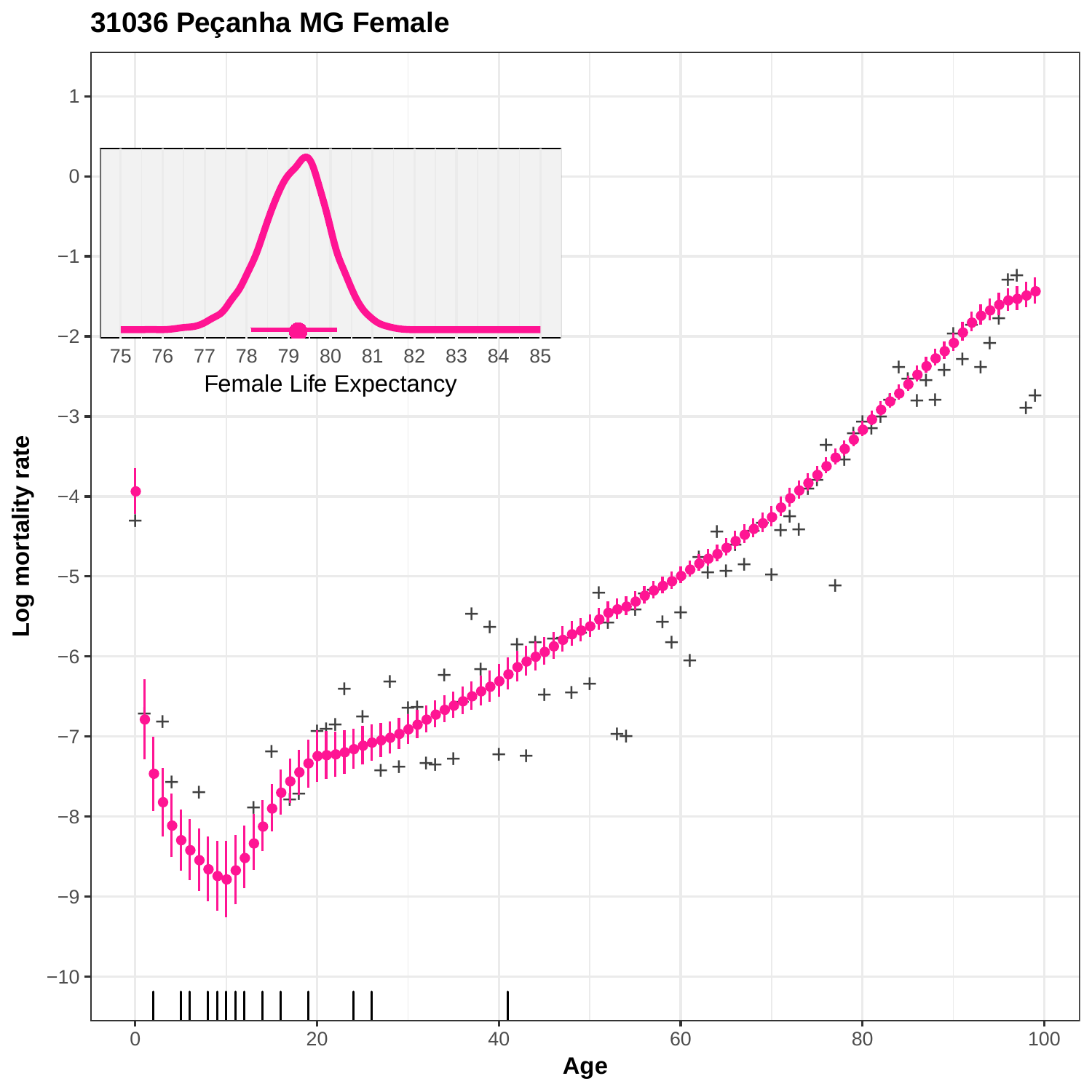# 31036 Peçanha MG Female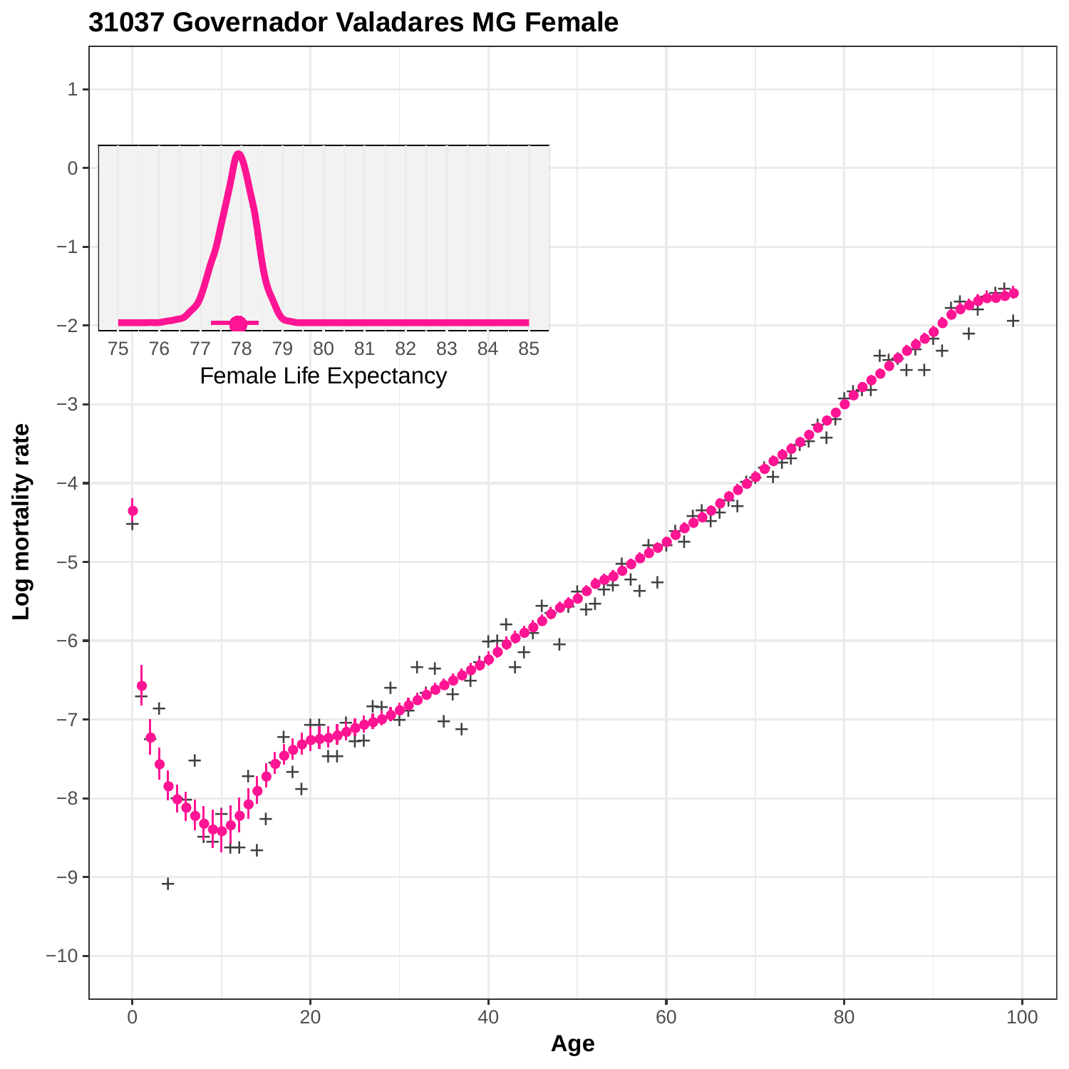## 31037 Governador Valadares MG Female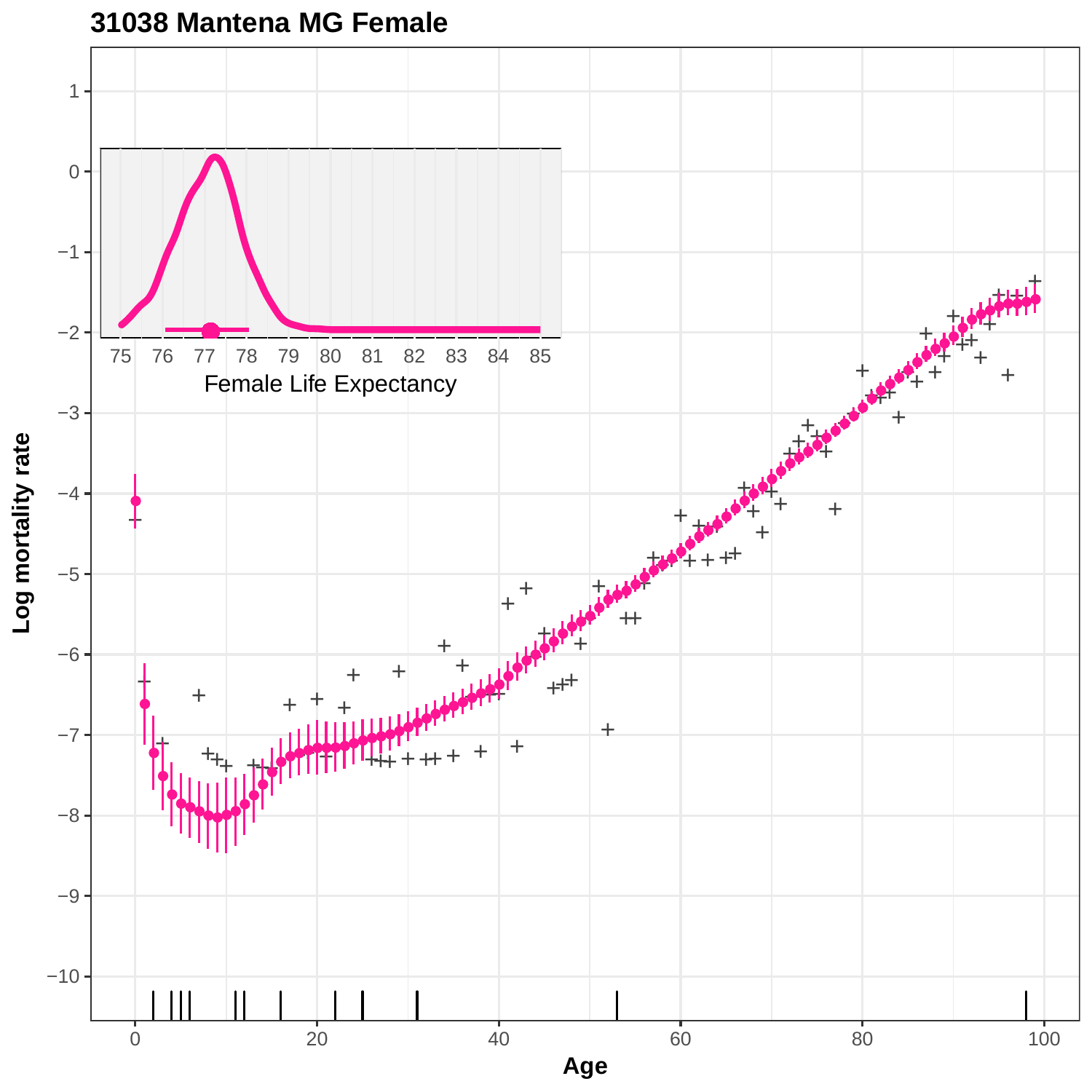**31038 Mantena MG Female**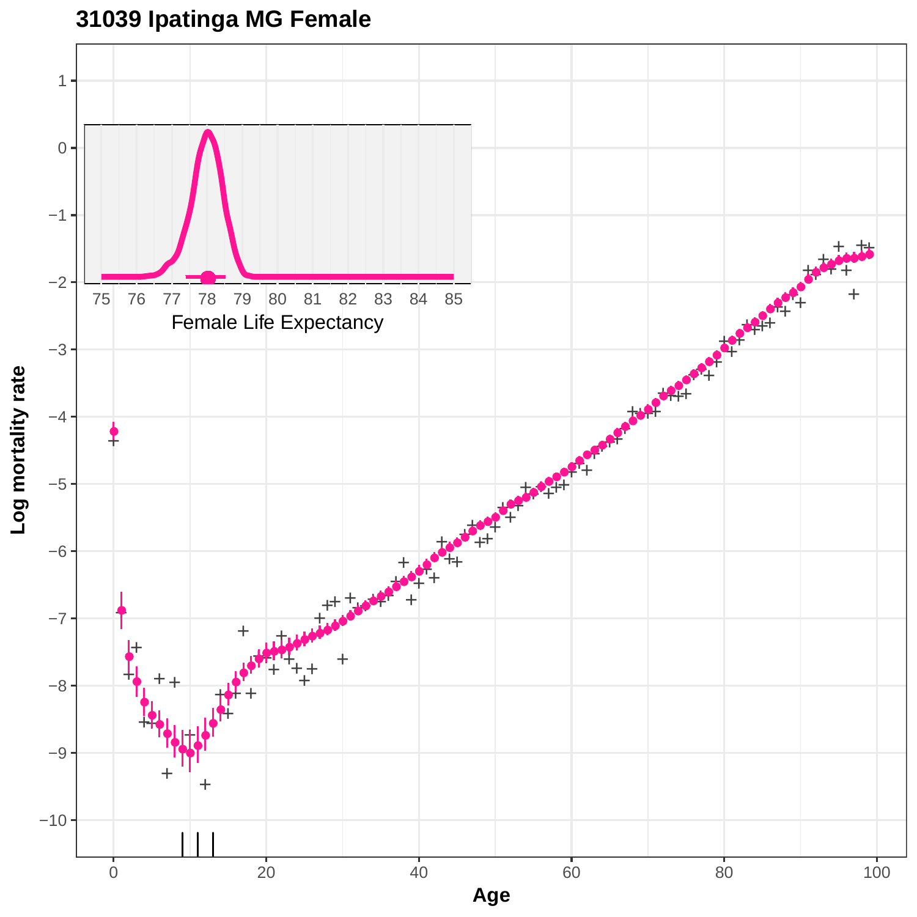# 31039 Ipatinga MG Female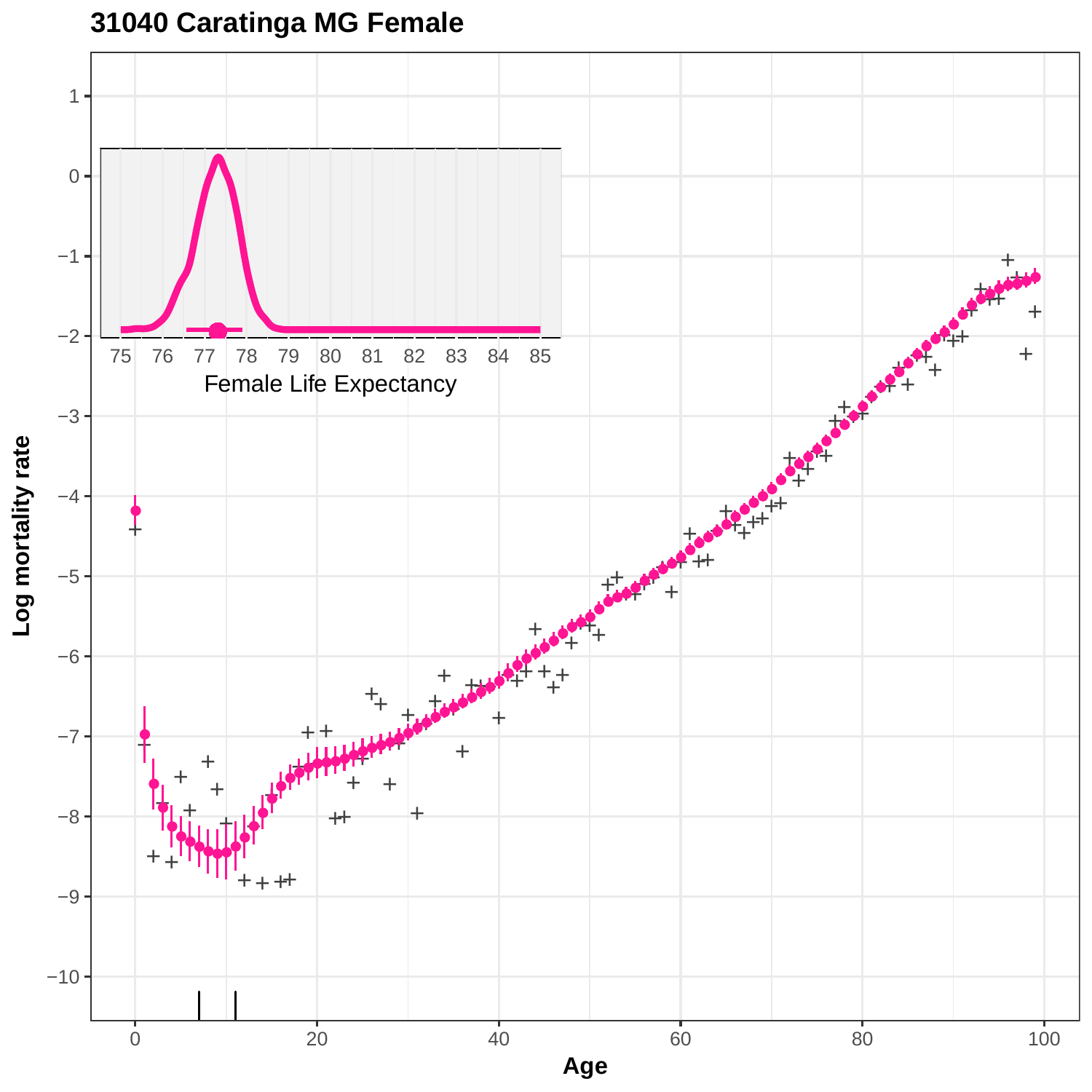# 31040 Caratinga MG Female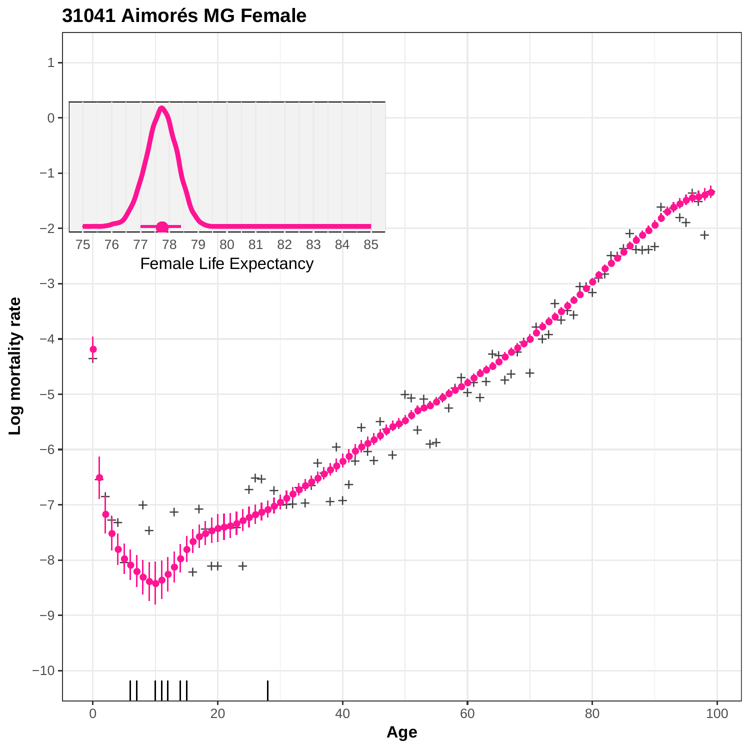# 31041 Aimorés MG Female

Female Life Expectancy

Log mortality rate

Age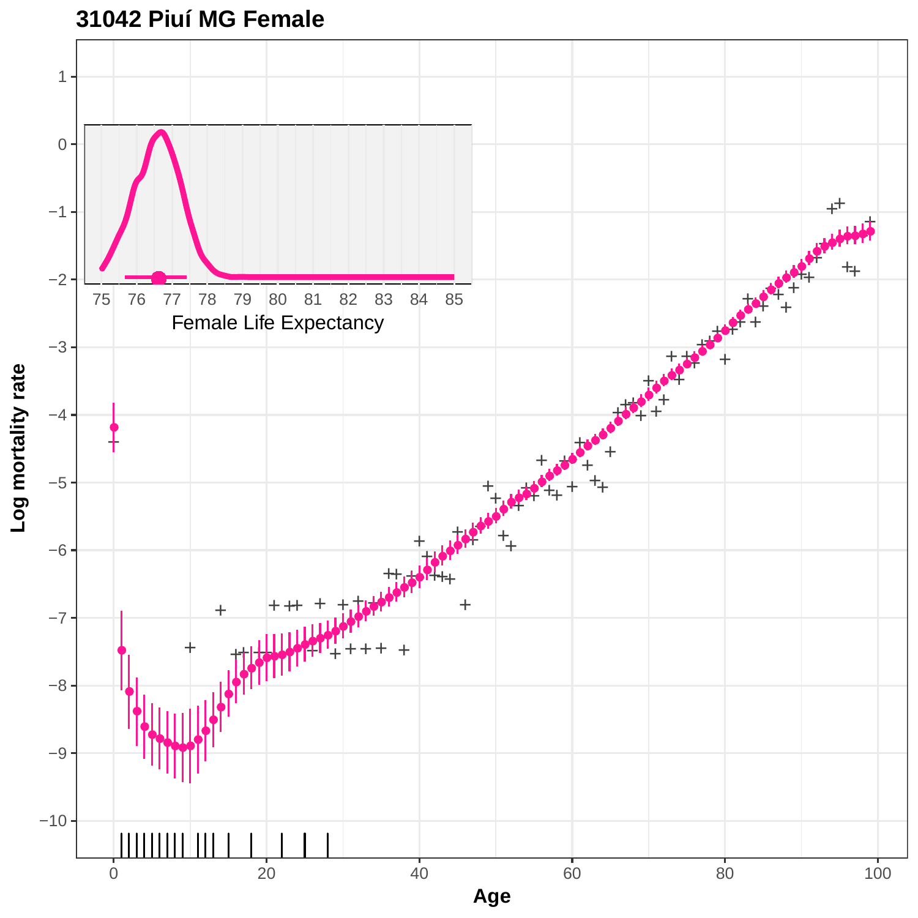# 31042 Piuí MG Female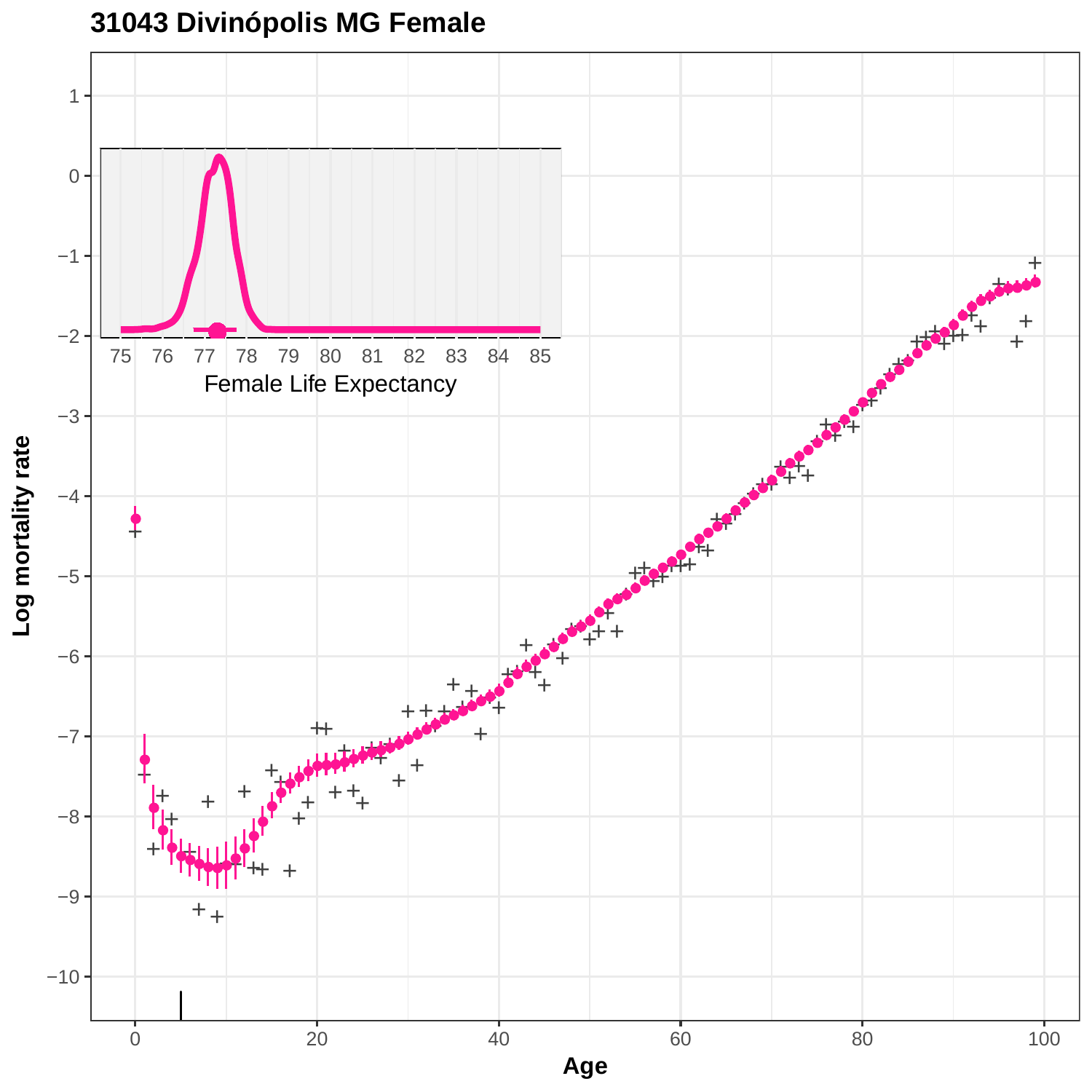# 31043 Divinópolis MG Female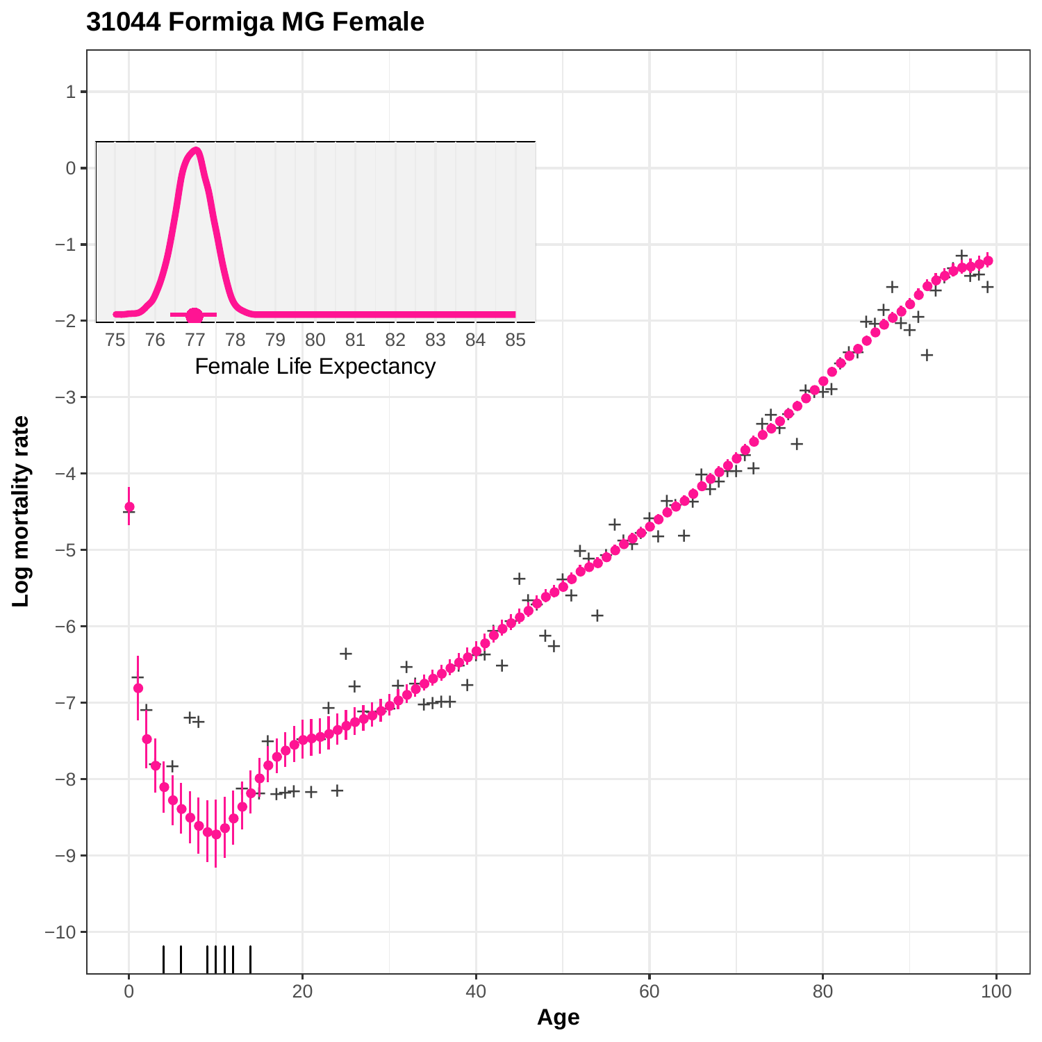# 31044 Formiga MG Female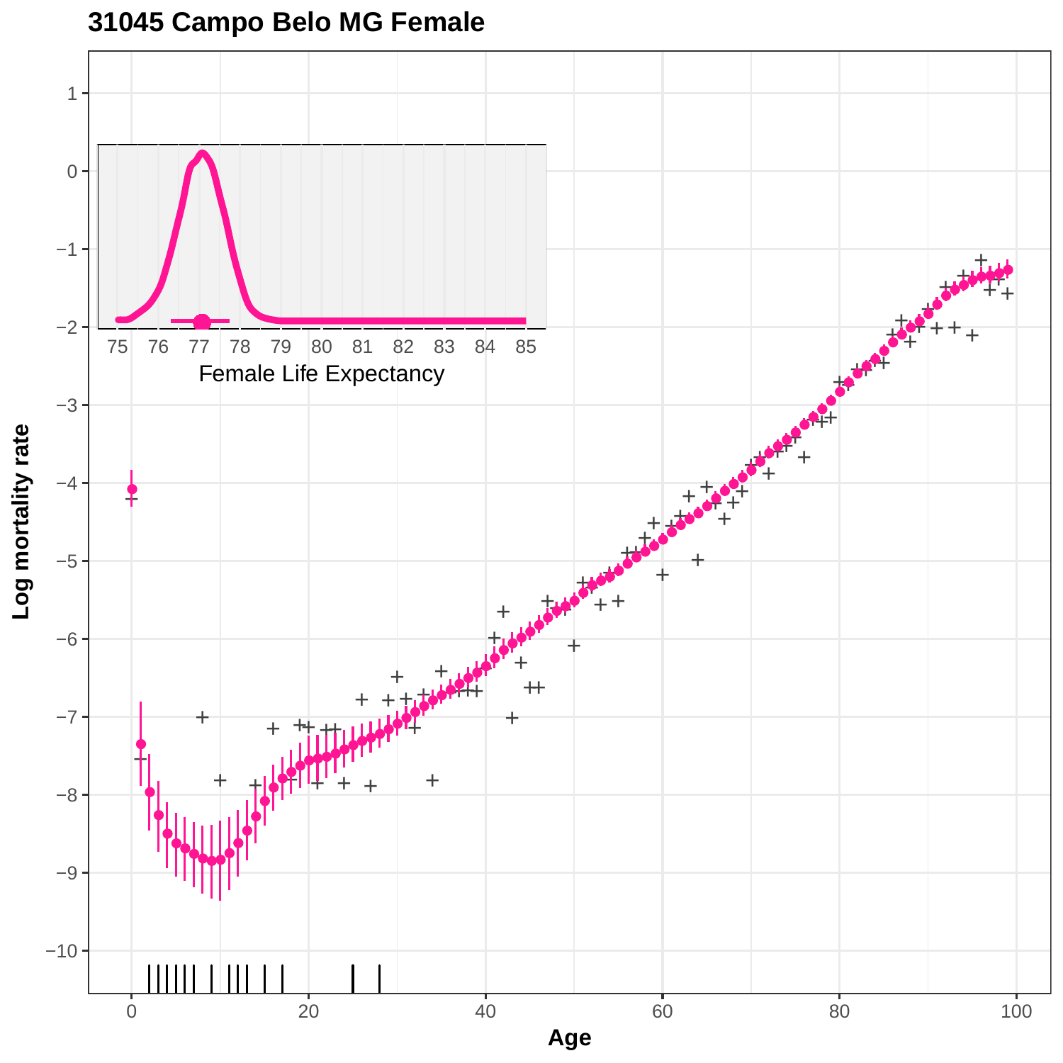# 31045 Campo Belo MG Female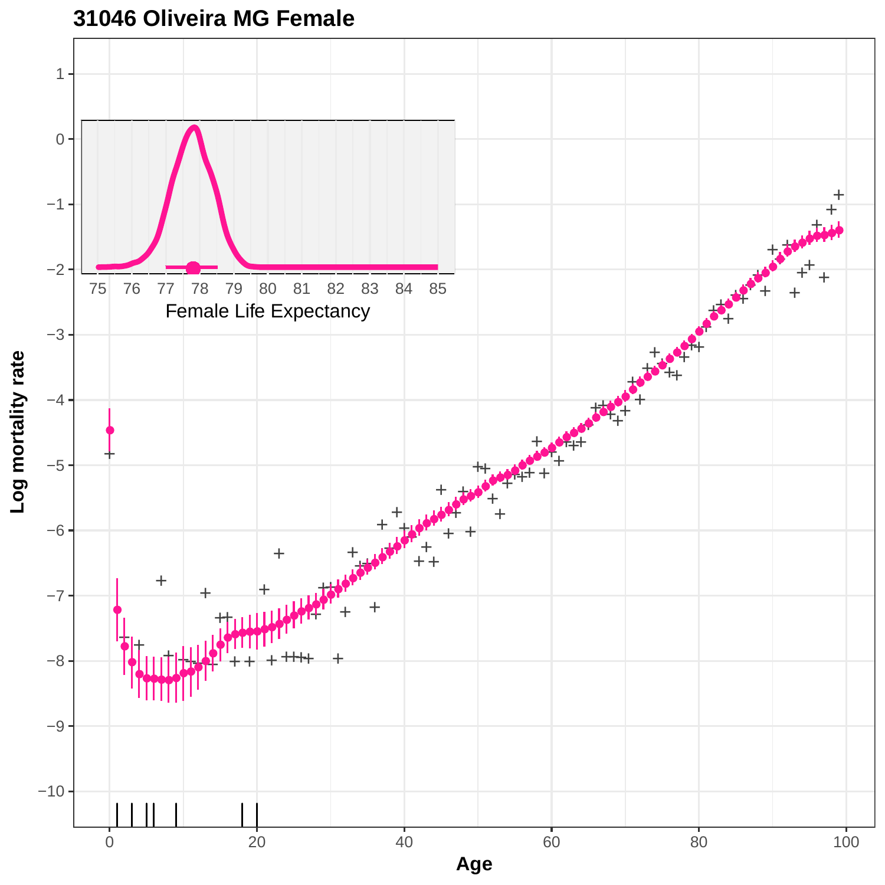**31046 Oliveira MG Female**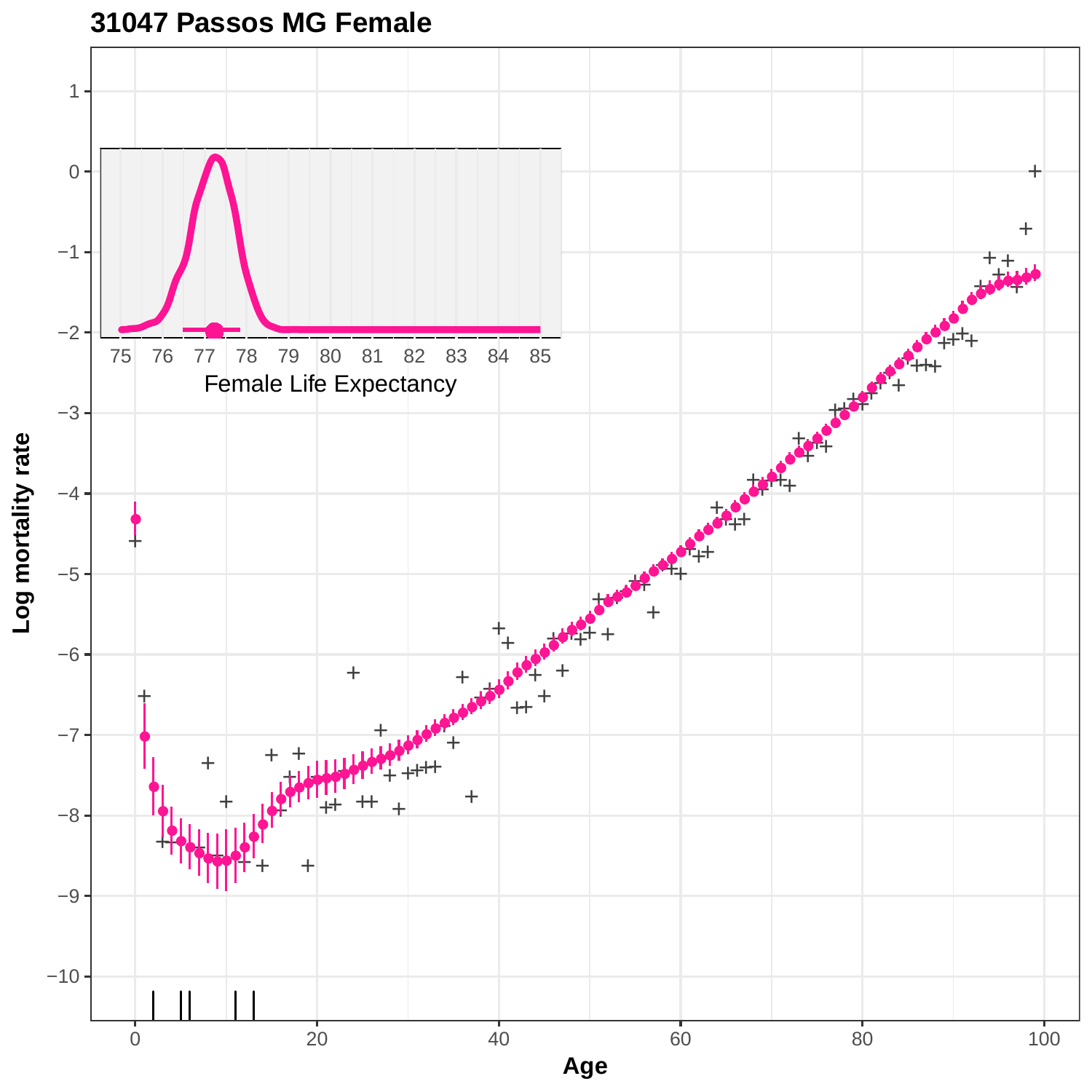# 31047 Passos MG Female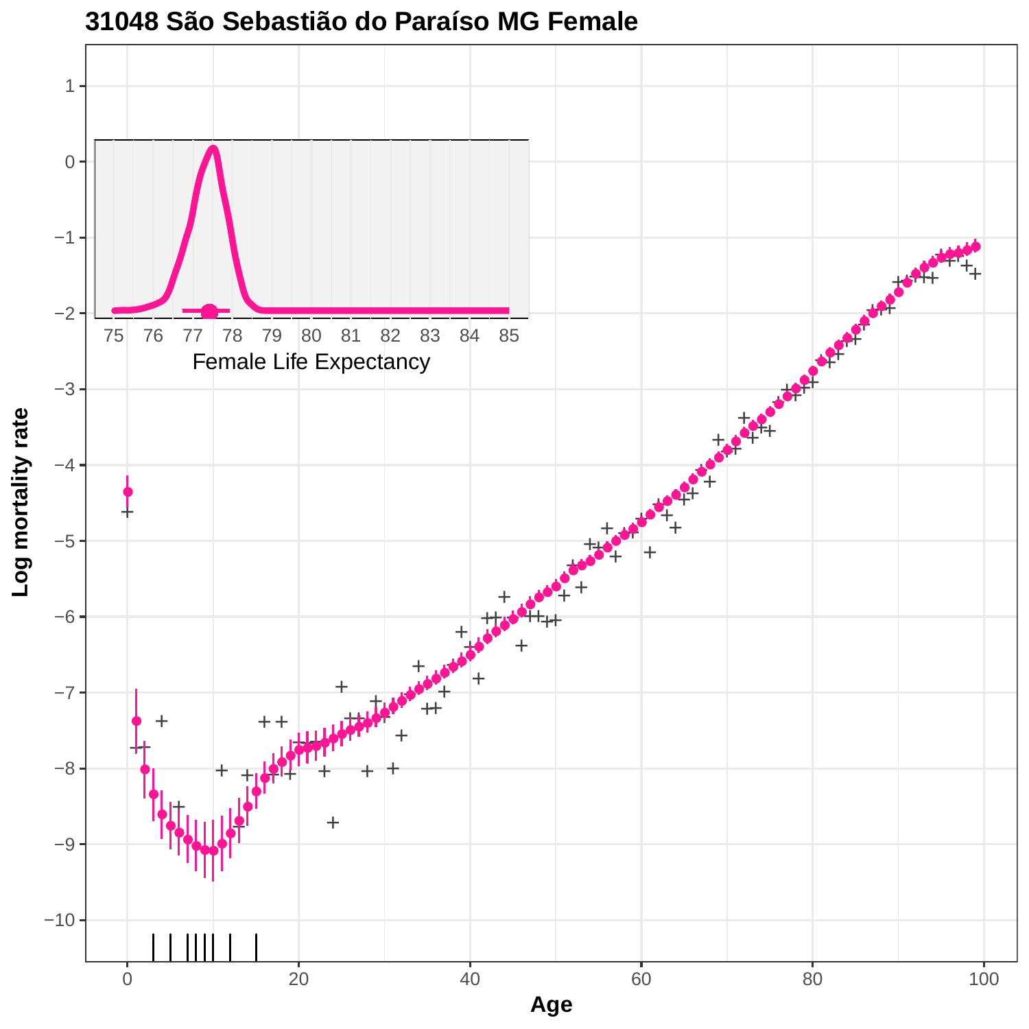# 31048 São Sebastião do Paraíso MG Female

Log mortality rate

Age

Female Life Expectancy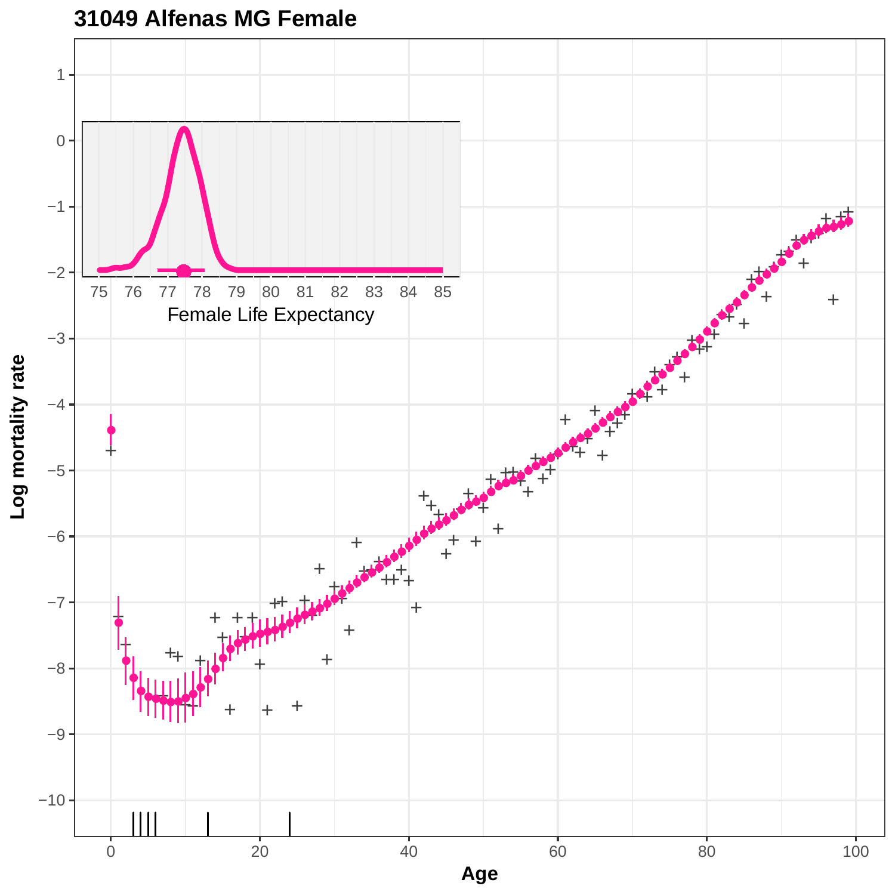# 31049 Alfenas MG Female

Log mortality rate

Age

Female Life Expectancy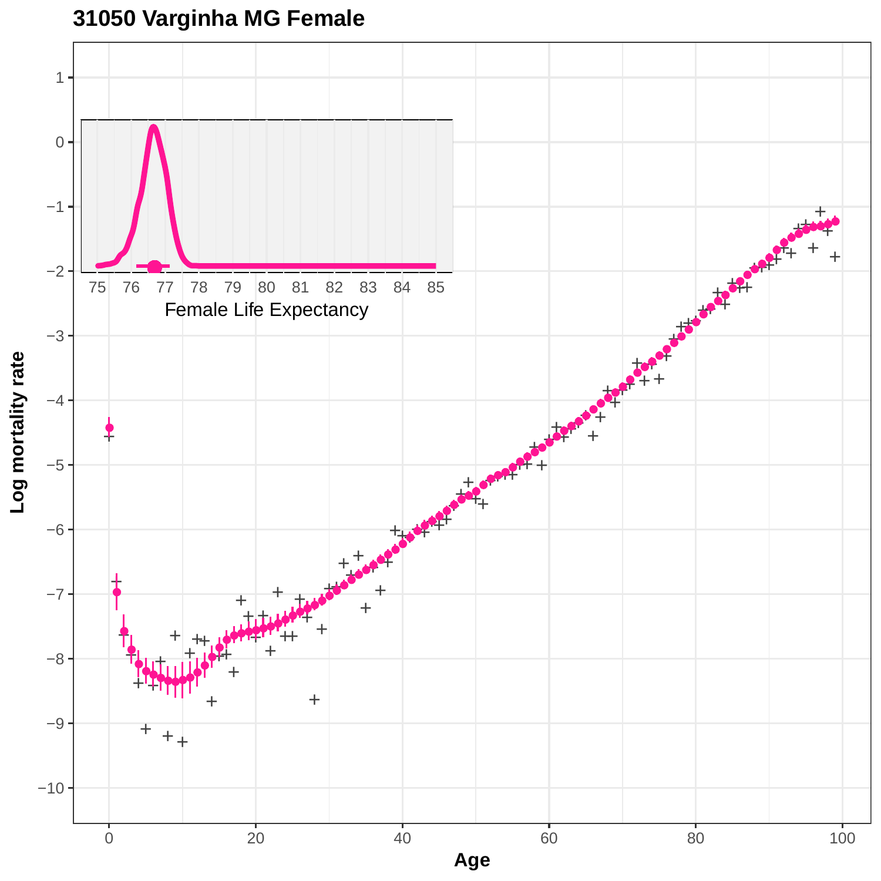# 31050 Varginha MG Female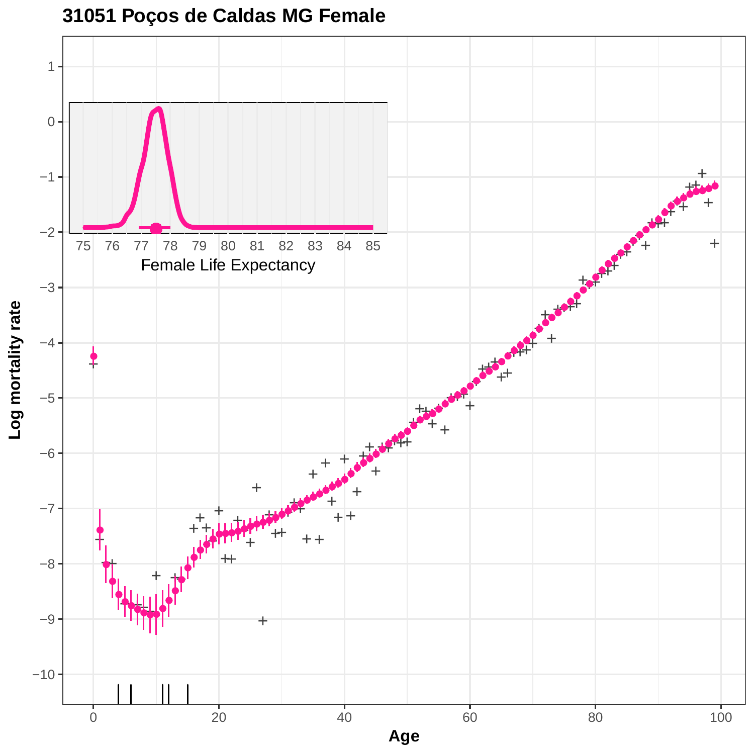# 31051 Poços de Caldas MG Female

Log mortality rate

Age

Female Life Expectancy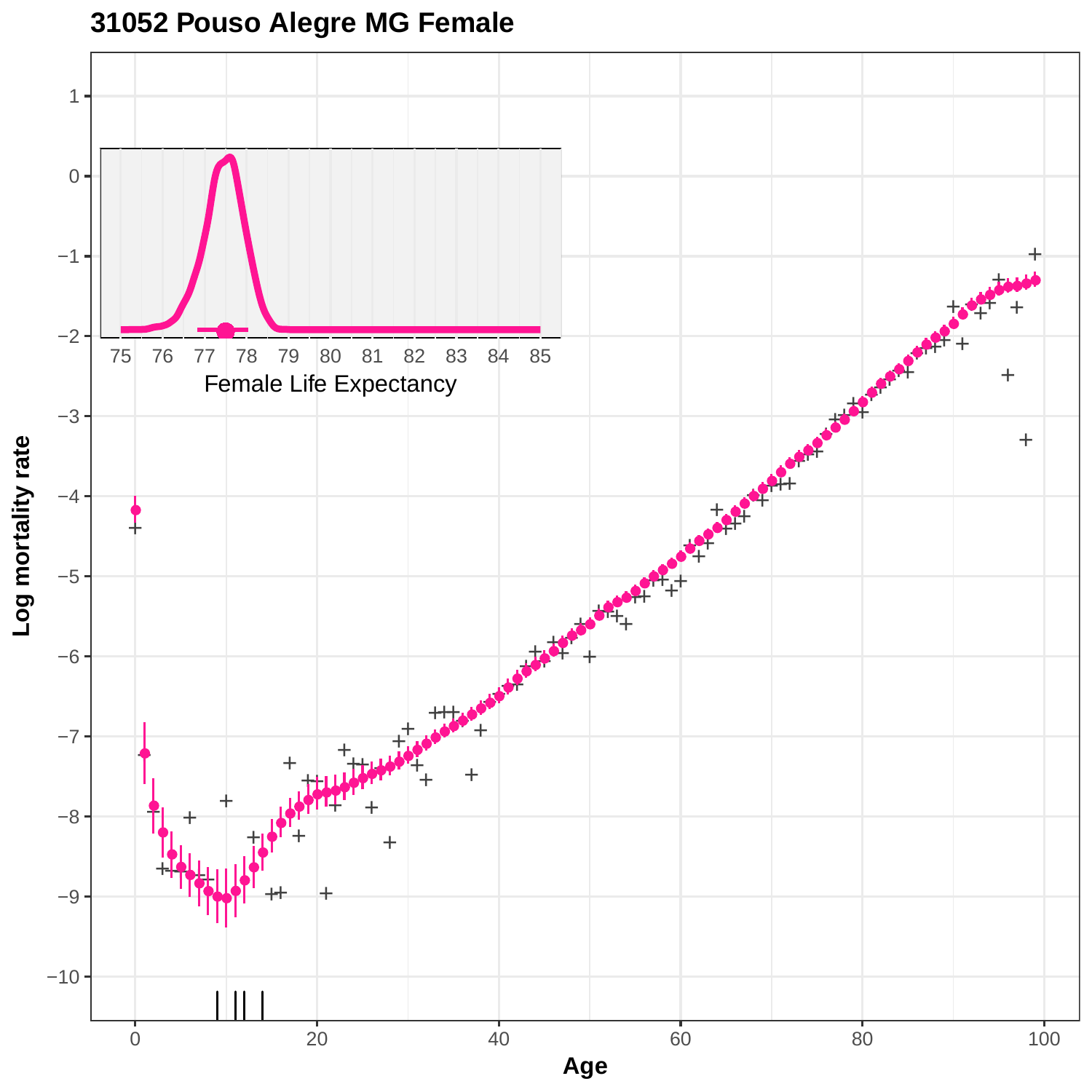# 31052 Pouso Alegre MG Female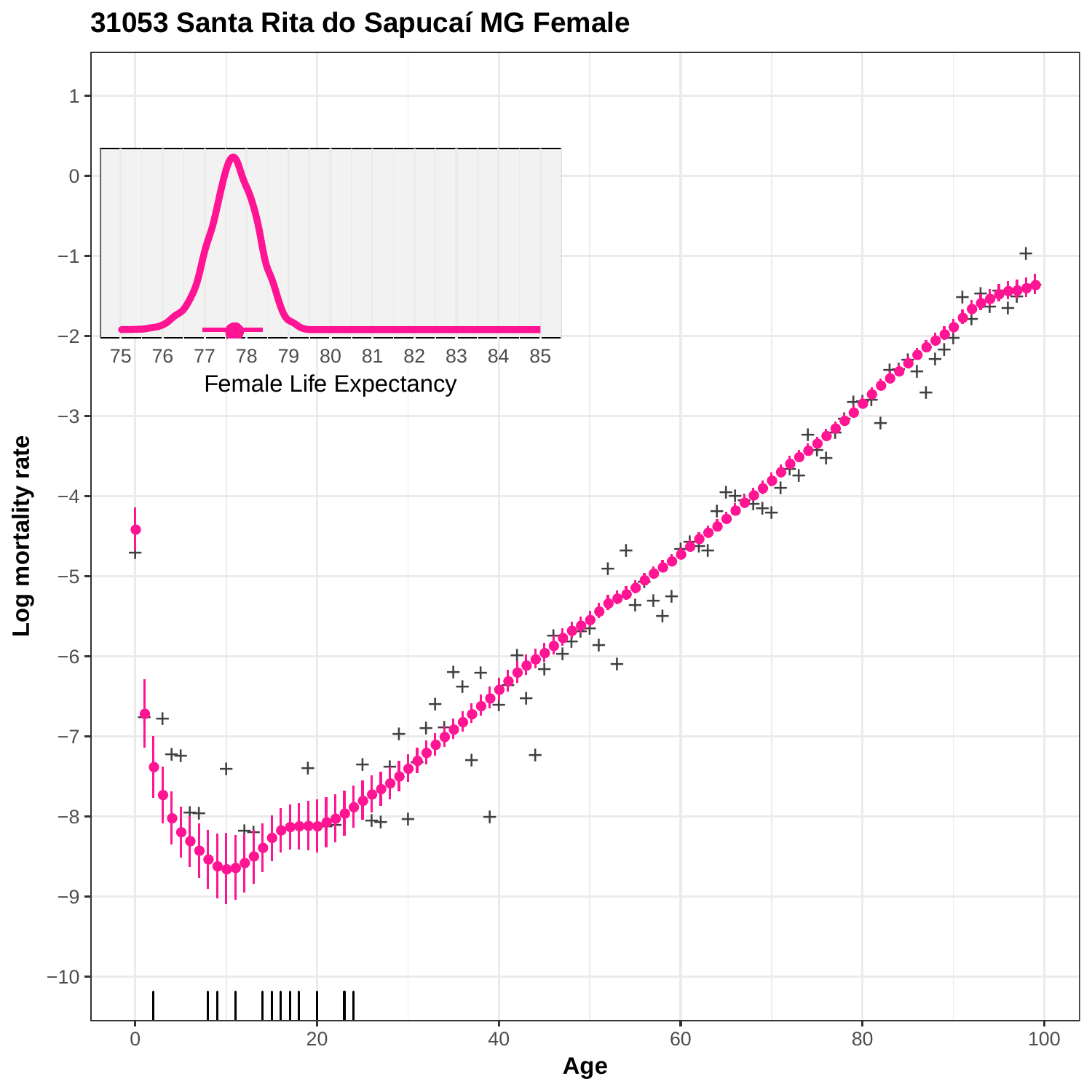# 31053 Santa Rita do Sapucaí MG Female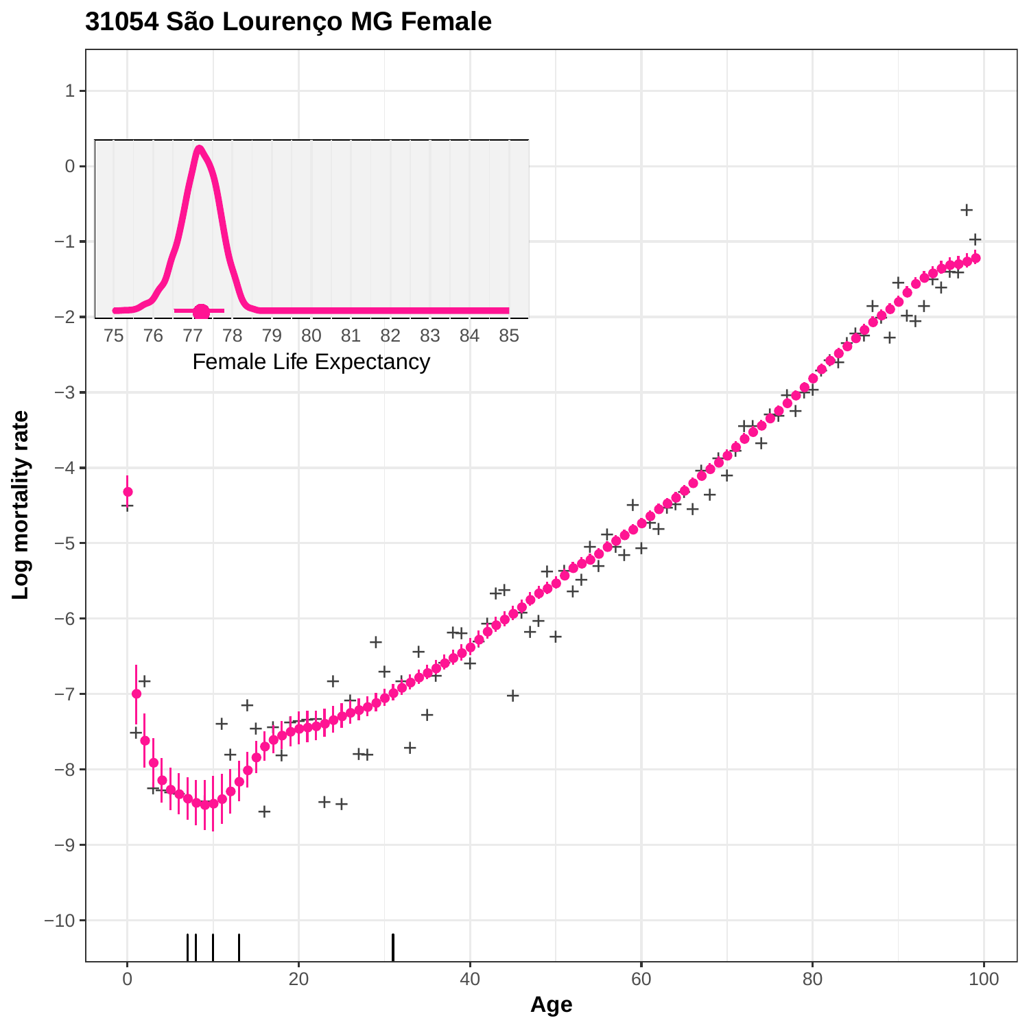# 31054 São Lourenço MG Female

Female Life Expectancy

Log mortality rate

Age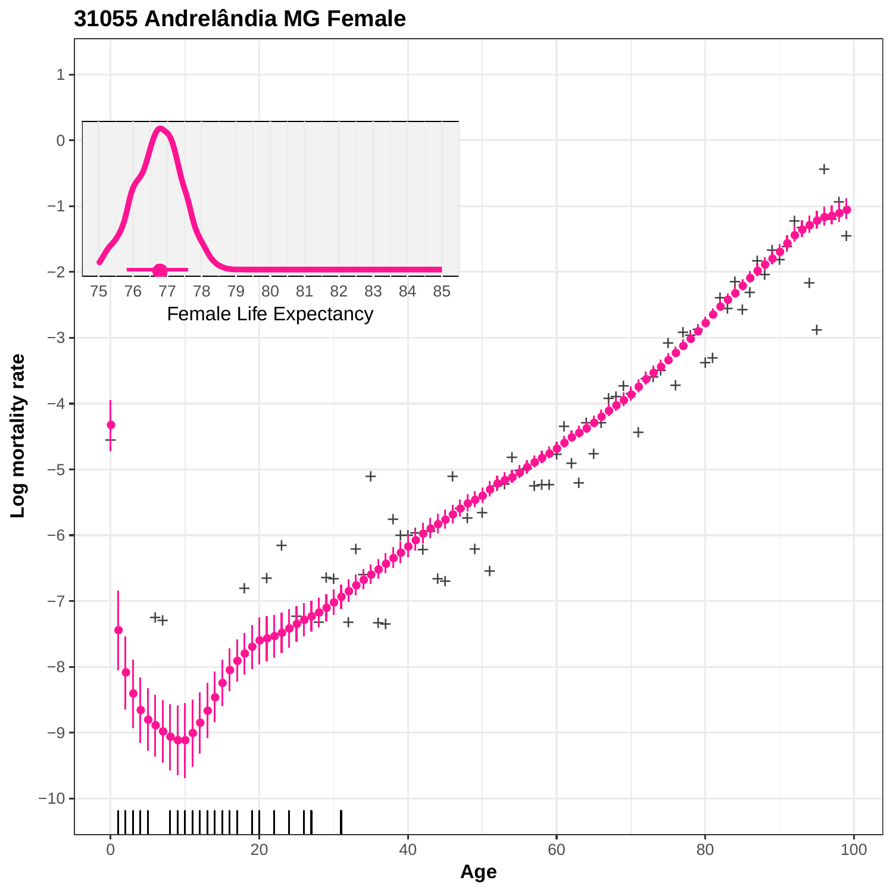# 31055 Andrelândia MG Female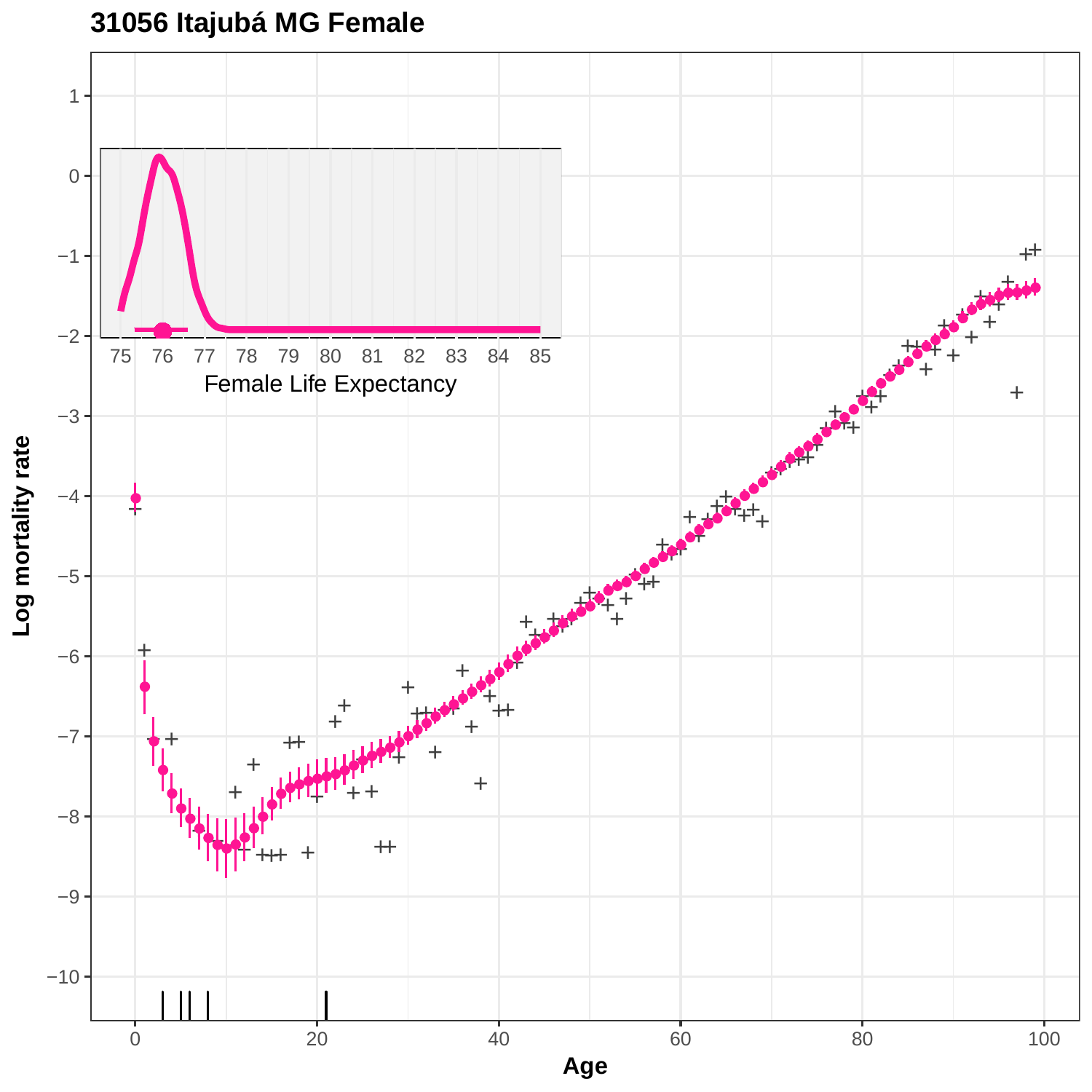# 31056 Itajubá MG Female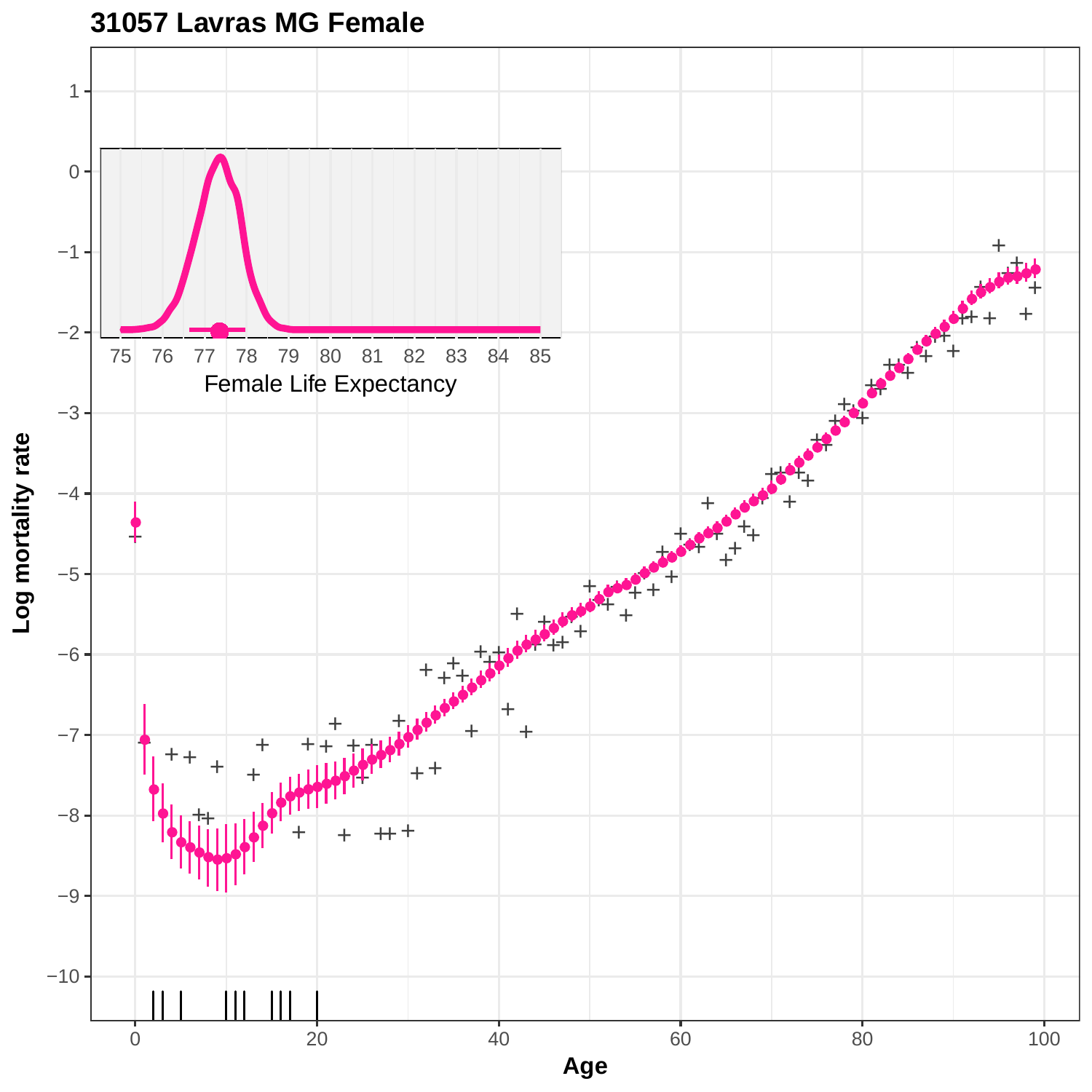# 31057 Lavras MG Female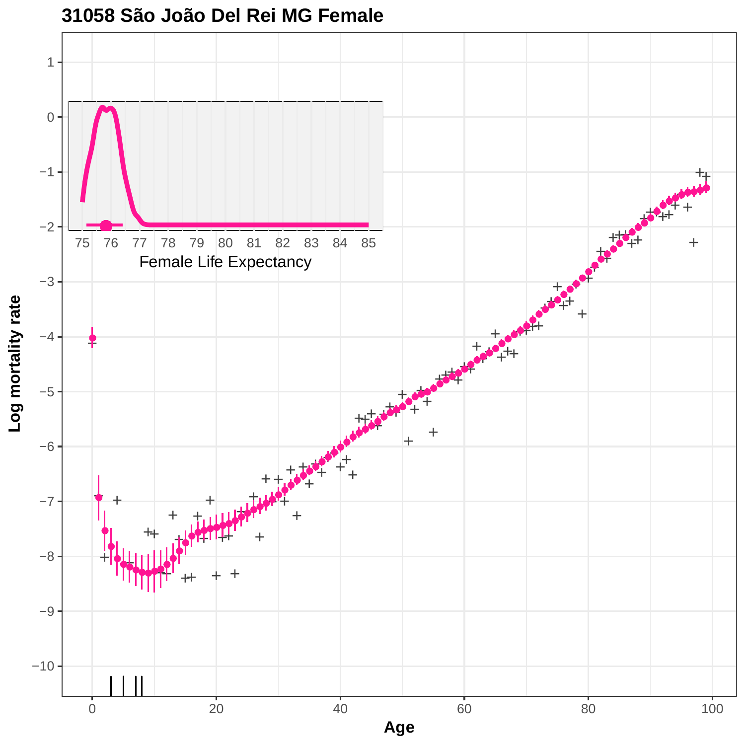# 31058 São João Del Rei MG Female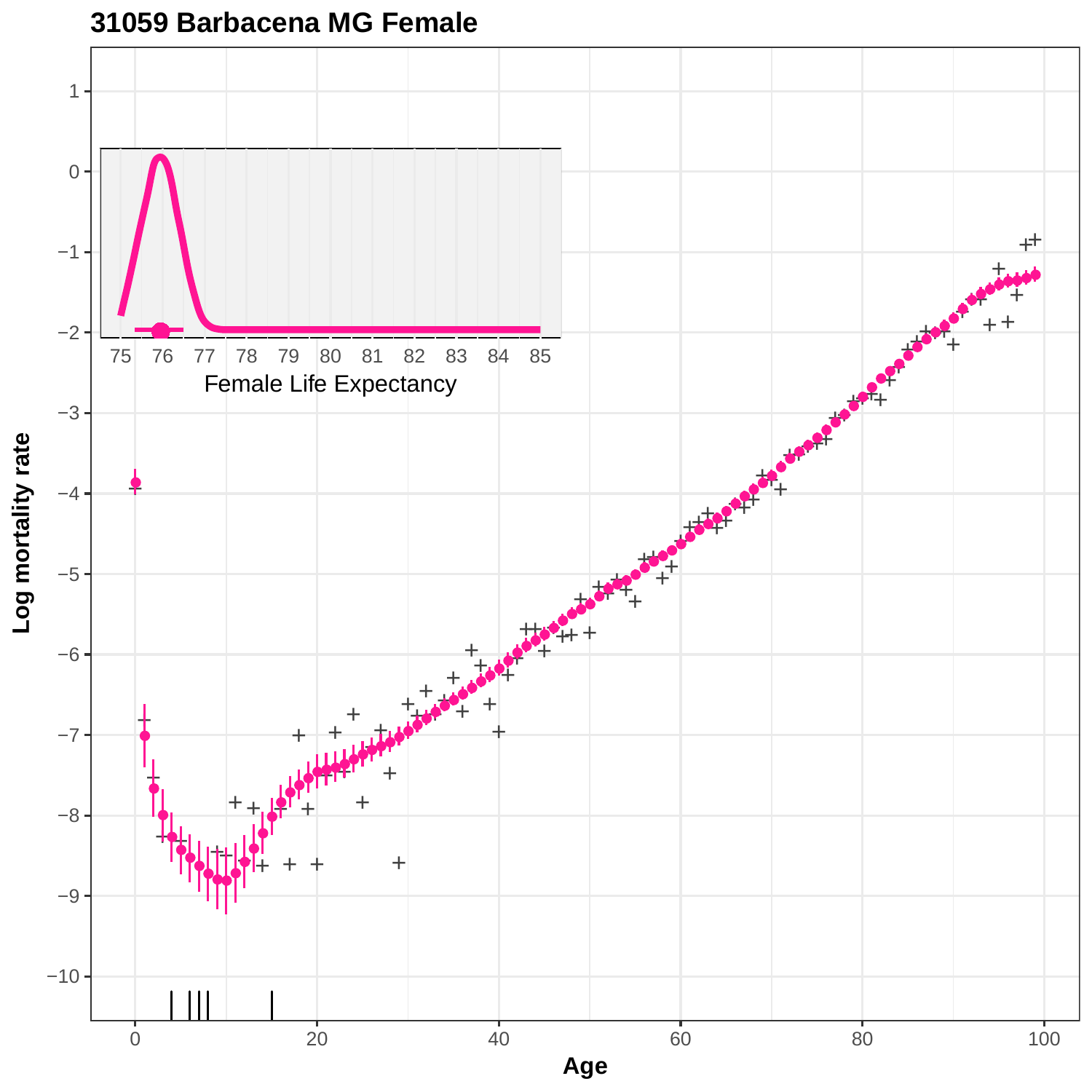## 31059 Barbacena MG Female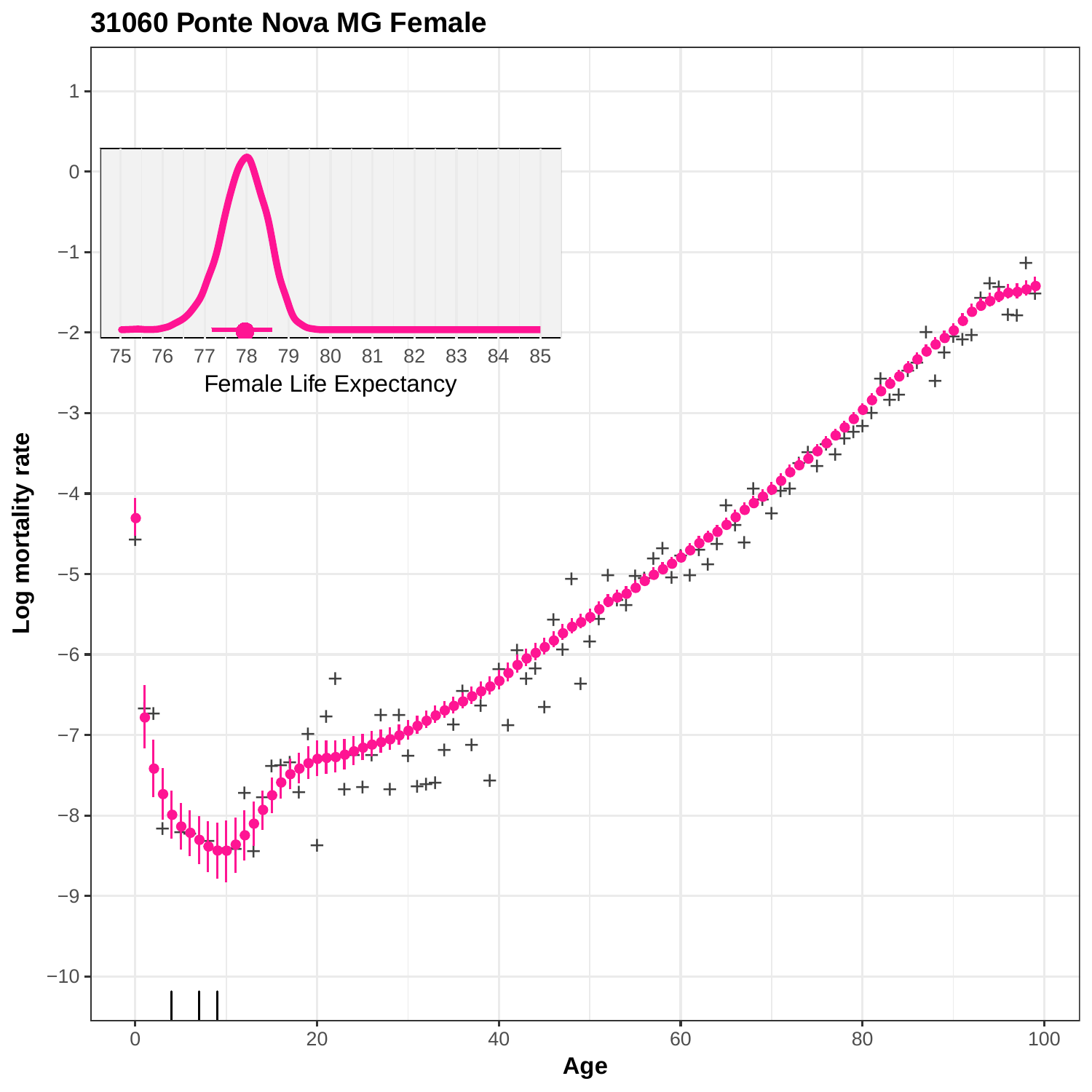# 31060 Ponte Nova MG Female

Female Life Expectancy

Log mortality rate

Age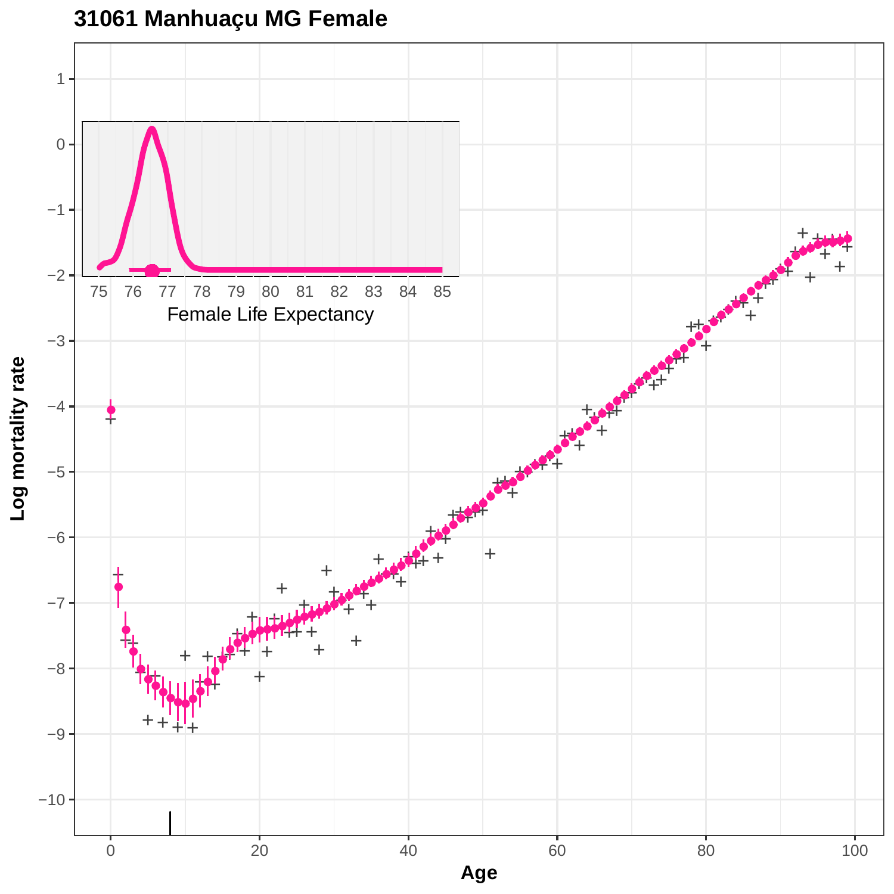# 31061 Manhuaçu MG Female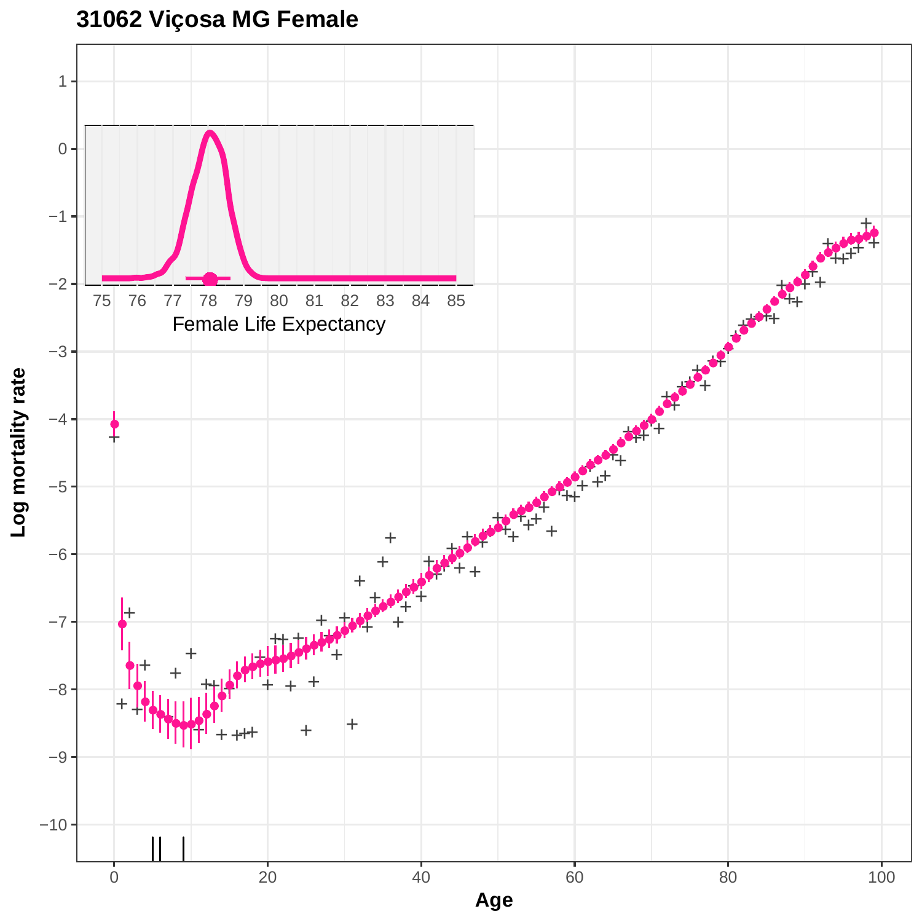**31062 Viçosa MG Female**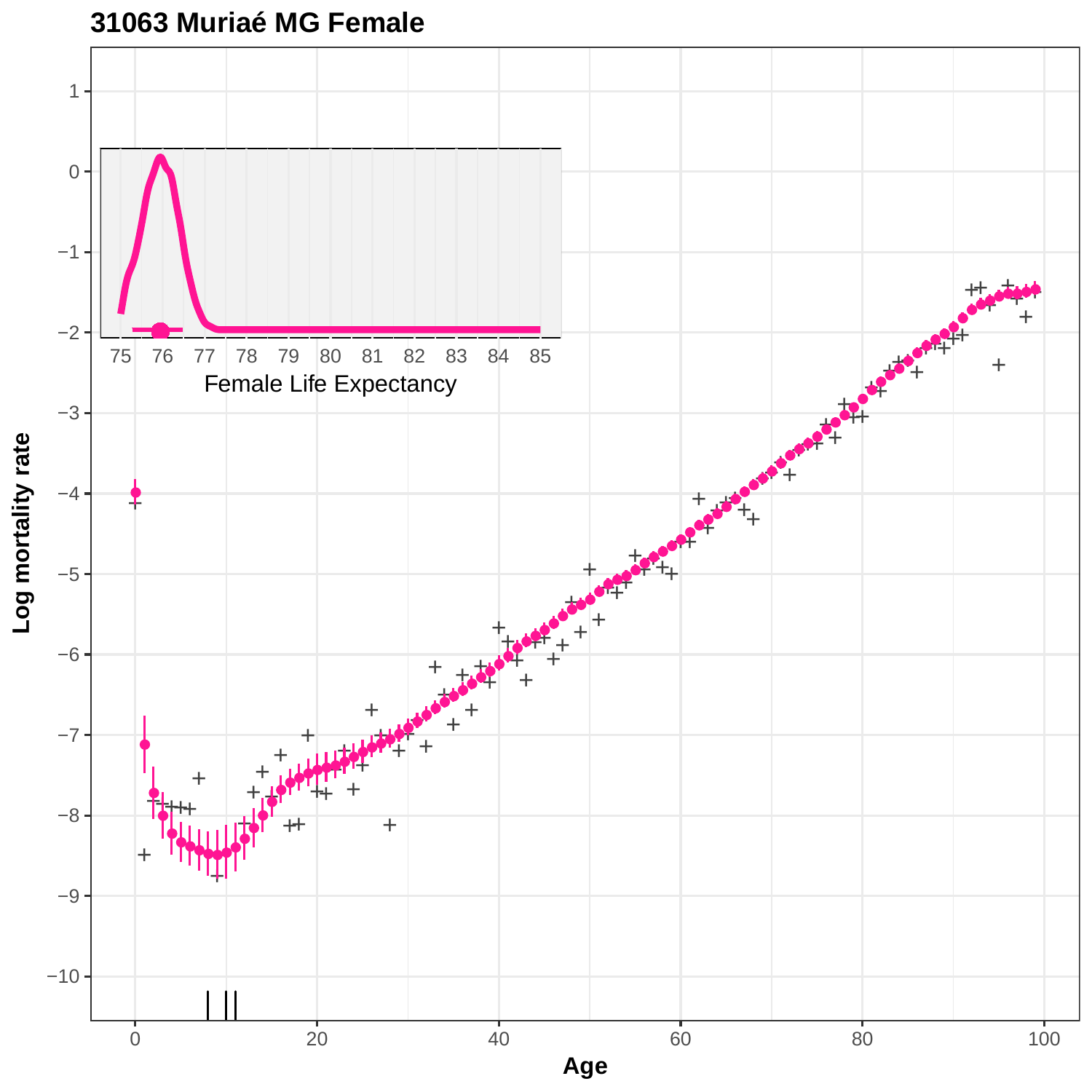# 31063 Muriaé MG Female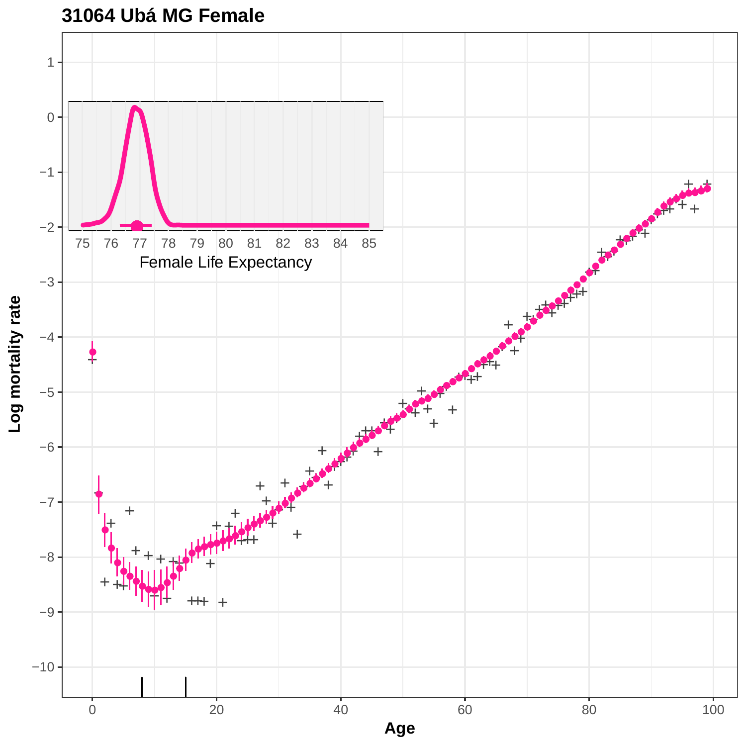# 31064 Ubá MG Female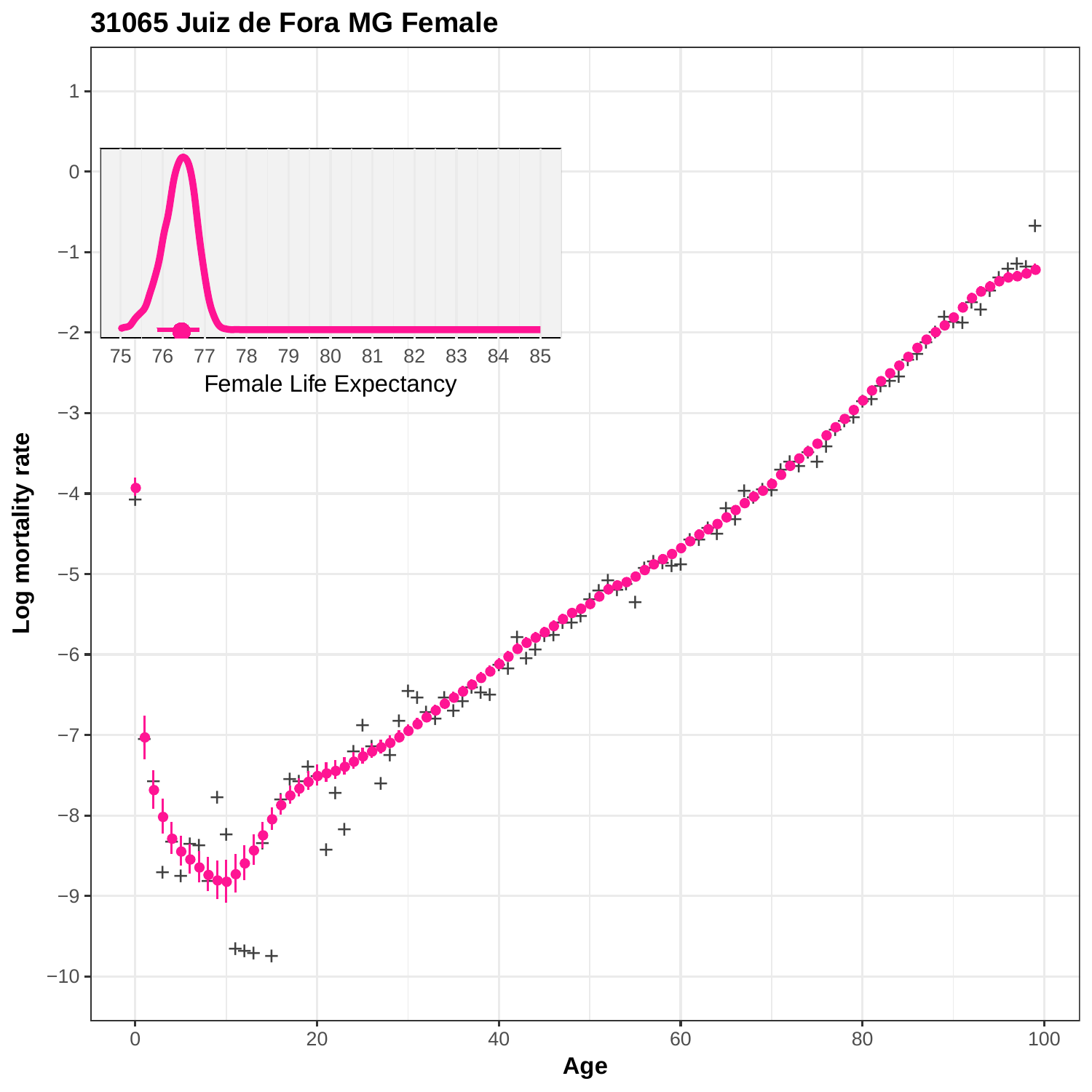# 31065 Juiz de Fora MG Female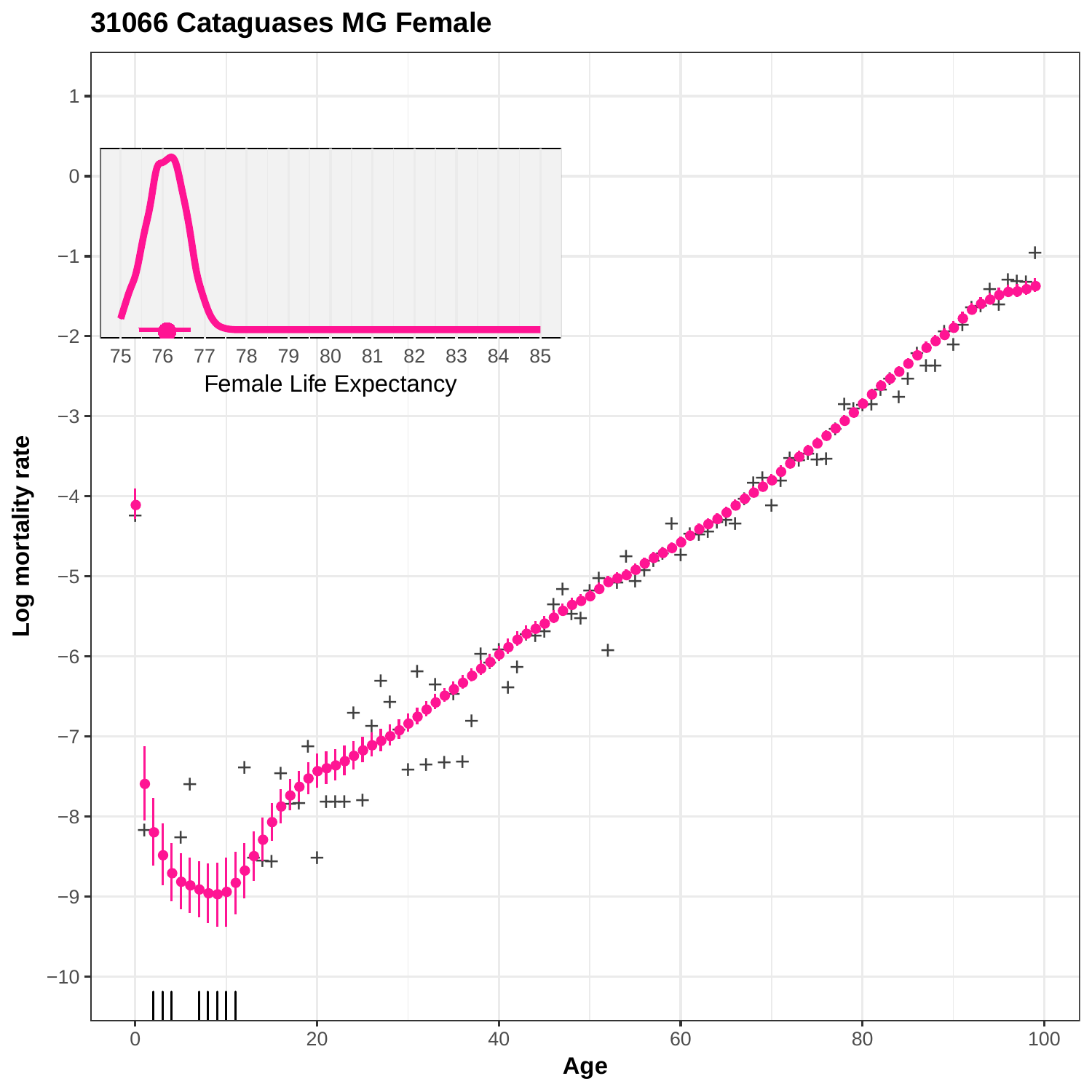31066 Cataguases MG Female

Female Life Expectancy

75 76 77 78 79 80 81 82 83 84 85

Log mortality rate

1
0
−1
−2
−3
−4
−5
−6
−7
−8
−9
−10

Age

0 20 40 60 80 100